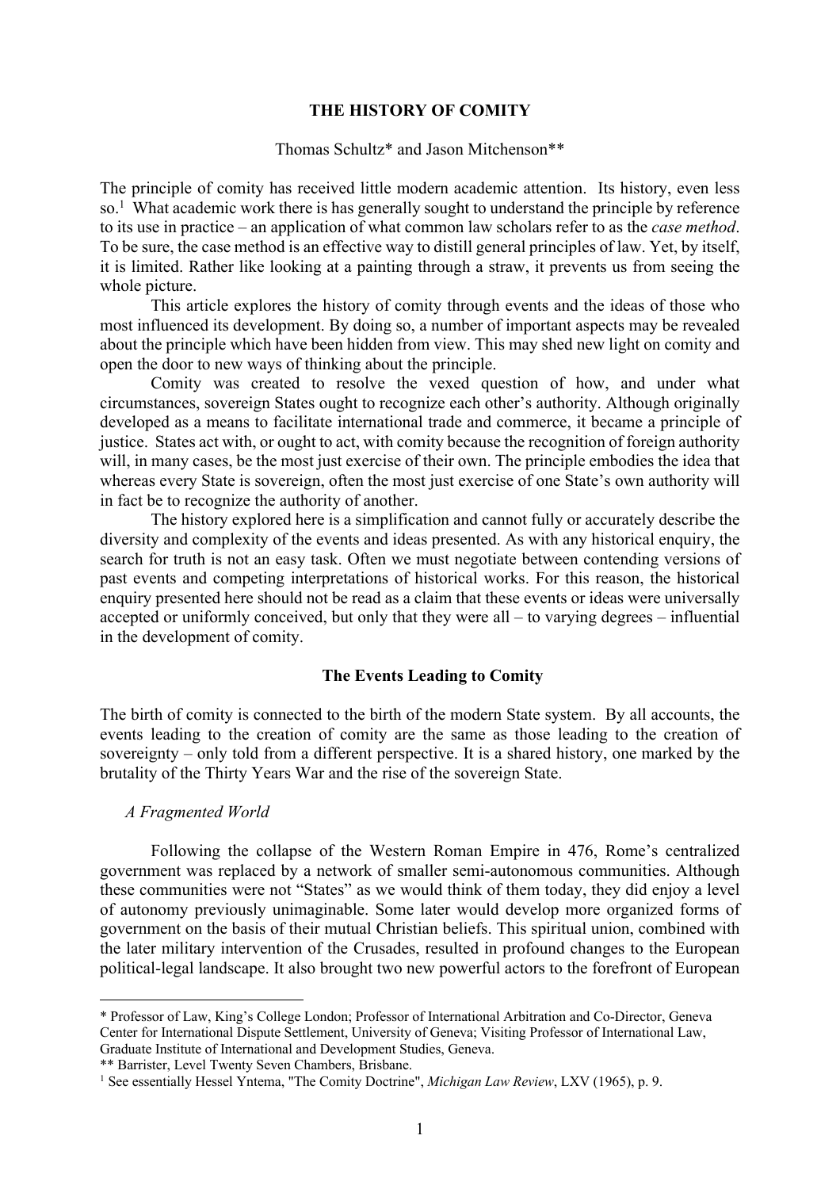# THE HISTORY OF COMITY

Thomas Schultz* and Jason Mitchenson**

The principle of comity has received little modern academic attention. Its history, even less so.[1] What academic work there is has generally sought to understand the principle by reference to its use in practice – an application of what common law scholars refer to as the *case method*. To be sure, the case method is an effective way to distill general principles of law. Yet, by itself, it is limited. Rather like looking at a painting through a straw, it prevents us from seeing the whole picture.

This article explores the history of comity through events and the ideas of those who most influenced its development. By doing so, a number of important aspects may be revealed about the principle which have been hidden from view. This may shed new light on comity and open the door to new ways of thinking about the principle.

Comity was created to resolve the vexed question of how, and under what circumstances, sovereign States ought to recognize each other's authority. Although originally developed as a means to facilitate international trade and commerce, it became a principle of justice. States act with, or ought to act, with comity because the recognition of foreign authority will, in many cases, be the most just exercise of their own. The principle embodies the idea that whereas every State is sovereign, often the most just exercise of one State's own authority will in fact be to recognize the authority of another.

The history explored here is a simplification and cannot fully or accurately describe the diversity and complexity of the events and ideas presented. As with any historical enquiry, the search for truth is not an easy task. Often we must negotiate between contending versions of past events and competing interpretations of historical works. For this reason, the historical enquiry presented here should not be read as a claim that these events or ideas were universally accepted or uniformly conceived, but only that they were all – to varying degrees – influential in the development of comity.

## The Events Leading to Comity

The birth of comity is connected to the birth of the modern State system. By all accounts, the events leading to the creation of comity are the same as those leading to the creation of sovereignty – only told from a different perspective. It is a shared history, one marked by the brutality of the Thirty Years War and the rise of the sovereign State.

### *A Fragmented World*

Following the collapse of the Western Roman Empire in 476, Rome's centralized government was replaced by a network of smaller semi-autonomous communities. Although these communities were not "States" as we would think of them today, they did enjoy a level of autonomy previously unimaginable. Some later would develop more organized forms of government on the basis of their mutual Christian beliefs. This spiritual union, combined with the later military intervention of the Crusades, resulted in profound changes to the European political-legal landscape. It also brought two new powerful actors to the forefront of European

---

\* Professor of Law, King's College London; Professor of International Arbitration and Co-Director, Geneva Center for International Dispute Settlement, University of Geneva; Visiting Professor of International Law, Graduate Institute of International and Development Studies, Geneva.

\*\* Barrister, Level Twenty Seven Chambers, Brisbane.

[1] See essentially Hessel Yntema, "The Comity Doctrine", *Michigan Law Review*, LXV (1965), p. 9.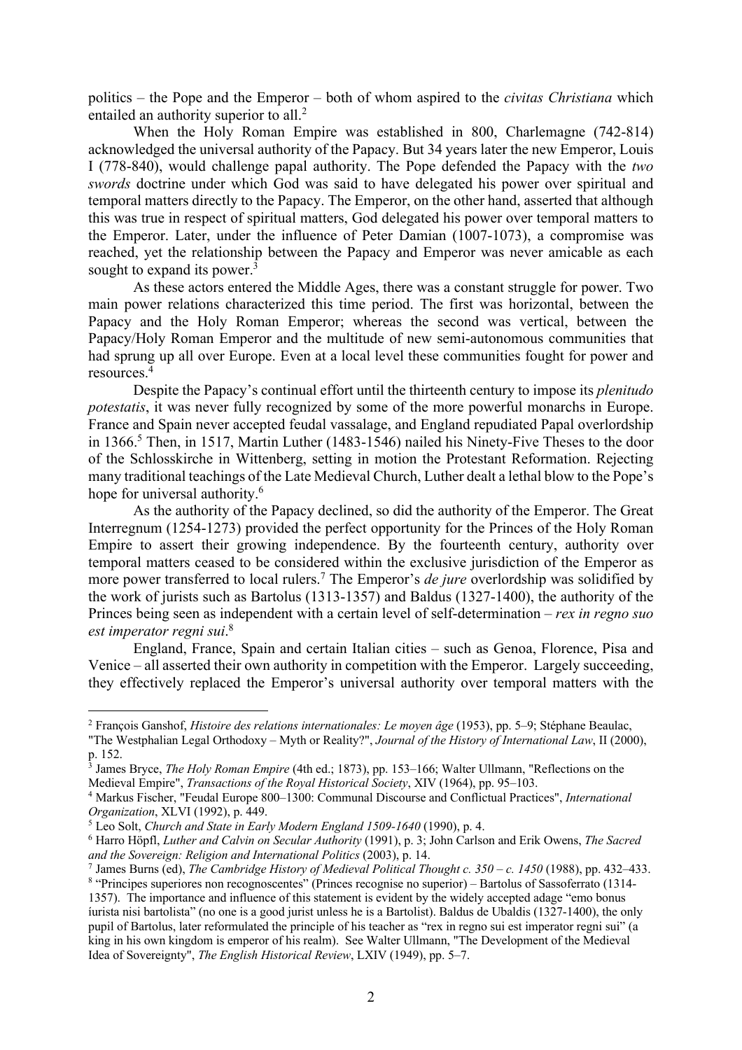politics – the Pope and the Emperor – both of whom aspired to the *civitas Christiana* which entailed an authority superior to all.[2]

When the Holy Roman Empire was established in 800, Charlemagne (742-814) acknowledged the universal authority of the Papacy. But 34 years later the new Emperor, Louis I (778-840), would challenge papal authority. The Pope defended the Papacy with the *two swords* doctrine under which God was said to have delegated his power over spiritual and temporal matters directly to the Papacy. The Emperor, on the other hand, asserted that although this was true in respect of spiritual matters, God delegated his power over temporal matters to the Emperor. Later, under the influence of Peter Damian (1007-1073), a compromise was reached, yet the relationship between the Papacy and Emperor was never amicable as each sought to expand its power.[3]

As these actors entered the Middle Ages, there was a constant struggle for power. Two main power relations characterized this time period. The first was horizontal, between the Papacy and the Holy Roman Emperor; whereas the second was vertical, between the Papacy/Holy Roman Emperor and the multitude of new semi-autonomous communities that had sprung up all over Europe. Even at a local level these communities fought for power and resources.[4]

Despite the Papacy's continual effort until the thirteenth century to impose its *plenitudo potestatis*, it was never fully recognized by some of the more powerful monarchs in Europe. France and Spain never accepted feudal vassalage, and England repudiated Papal overlordship in 1366.[5] Then, in 1517, Martin Luther (1483-1546) nailed his Ninety-Five Theses to the door of the Schlosskirche in Wittenberg, setting in motion the Protestant Reformation. Rejecting many traditional teachings of the Late Medieval Church, Luther dealt a lethal blow to the Pope's hope for universal authority.[6]

As the authority of the Papacy declined, so did the authority of the Emperor. The Great Interregnum (1254-1273) provided the perfect opportunity for the Princes of the Holy Roman Empire to assert their growing independence. By the fourteenth century, authority over temporal matters ceased to be considered within the exclusive jurisdiction of the Emperor as more power transferred to local rulers.[7] The Emperor's *de jure* overlordship was solidified by the work of jurists such as Bartolus (1313-1357) and Baldus (1327-1400), the authority of the Princes being seen as independent with a certain level of self-determination – *rex in regno suo est imperator regni sui*.[8]

England, France, Spain and certain Italian cities – such as Genoa, Florence, Pisa and Venice – all asserted their own authority in competition with the Emperor. Largely succeeding, they effectively replaced the Emperor's universal authority over temporal matters with the

---

[2] François Ganshof, *Histoire des relations internationales: Le moyen âge* (1953), pp. 5–9; Stéphane Beaulac, "The Westphalian Legal Orthodoxy – Myth or Reality?", *Journal of the History of International Law*, II (2000), p. 152.

[3] James Bryce, *The Holy Roman Empire* (4th ed.; 1873), pp. 153–166; Walter Ullmann, "Reflections on the Medieval Empire", *Transactions of the Royal Historical Society*, XIV (1964), pp. 95–103.

[4] Markus Fischer, "Feudal Europe 800–1300: Communal Discourse and Conflictual Practices", *International Organization*, XLVI (1992), p. 449.

[5] Leo Solt, *Church and State in Early Modern England 1509-1640* (1990), p. 4.

[6] Harro Höpfl, *Luther and Calvin on Secular Authority* (1991), p. 3; John Carlson and Erik Owens, *The Sacred and the Sovereign: Religion and International Politics* (2003), p. 14.

[7] James Burns (ed), *The Cambridge History of Medieval Political Thought c. 350 – c. 1450* (1988), pp. 432–433.

[8] "Principes superiores non recognoscentes" (Princes recognise no superior) – Bartolus of Sassoferrato (1314-1357). The importance and influence of this statement is evident by the widely accepted adage "emo bonus iurista nisi bartolista" (no one is a good jurist unless he is a Bartolist). Baldus de Ubaldis (1327-1400), the only pupil of Bartolus, later reformulated the principle of his teacher as "rex in regno sui est imperator regni sui" (a king in his own kingdom is emperor of his realm). See Walter Ullmann, "The Development of the Medieval Idea of Sovereignty", *The English Historical Review*, LXIV (1949), pp. 5–7.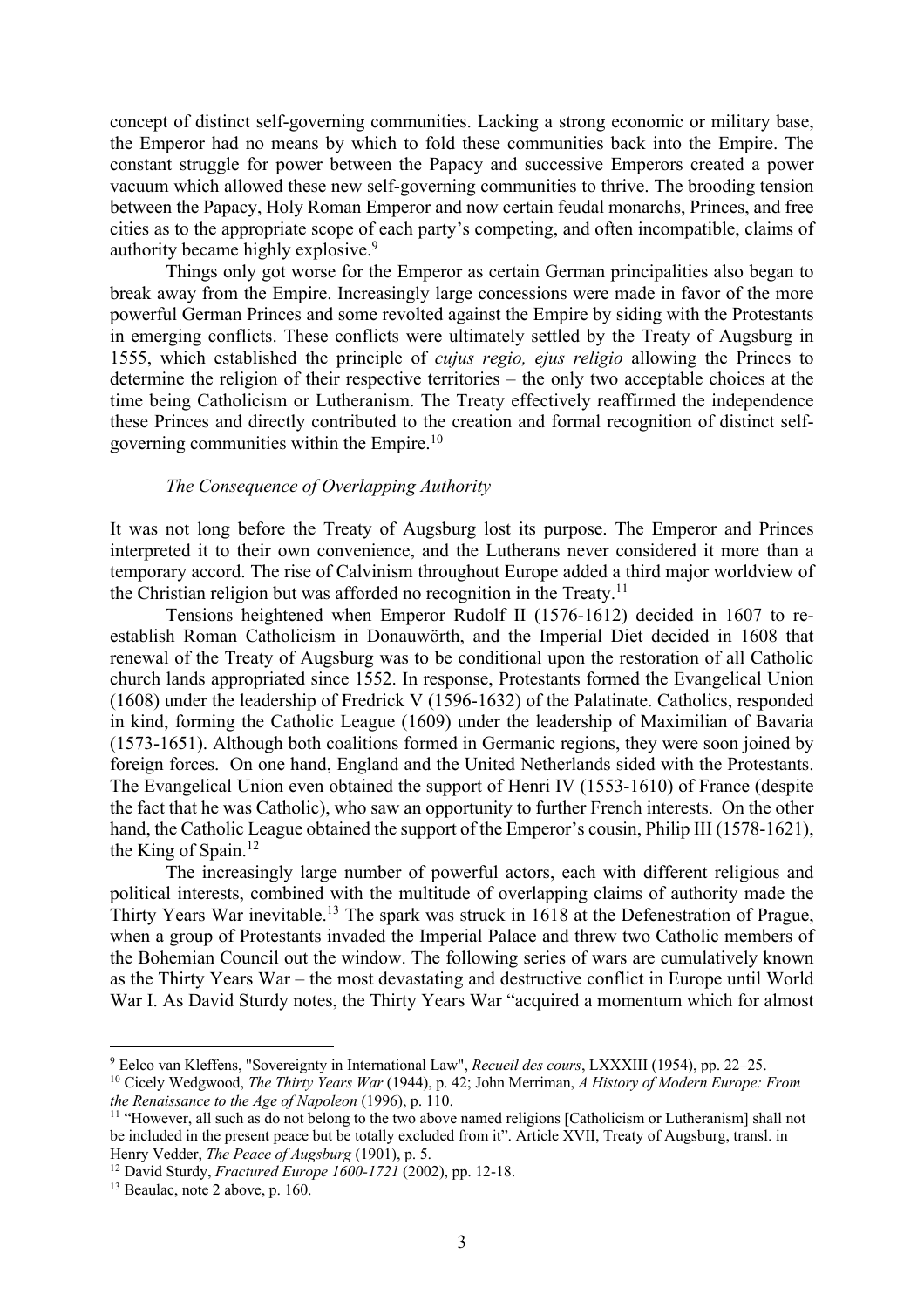concept of distinct self-governing communities. Lacking a strong economic or military base, the Emperor had no means by which to fold these communities back into the Empire. The constant struggle for power between the Papacy and successive Emperors created a power vacuum which allowed these new self-governing communities to thrive. The brooding tension between the Papacy, Holy Roman Emperor and now certain feudal monarchs, Princes, and free cities as to the appropriate scope of each party's competing, and often incompatible, claims of authority became highly explosive.[9]

Things only got worse for the Emperor as certain German principalities also began to break away from the Empire. Increasingly large concessions were made in favor of the more powerful German Princes and some revolted against the Empire by siding with the Protestants in emerging conflicts. These conflicts were ultimately settled by the Treaty of Augsburg in 1555, which established the principle of *cujus regio, ejus religio* allowing the Princes to determine the religion of their respective territories – the only two acceptable choices at the time being Catholicism or Lutheranism. The Treaty effectively reaffirmed the independence these Princes and directly contributed to the creation and formal recognition of distinct self-governing communities within the Empire.[10]

### *The Consequence of Overlapping Authority*

It was not long before the Treaty of Augsburg lost its purpose. The Emperor and Princes interpreted it to their own convenience, and the Lutherans never considered it more than a temporary accord. The rise of Calvinism throughout Europe added a third major worldview of the Christian religion but was afforded no recognition in the Treaty.[11]

Tensions heightened when Emperor Rudolf II (1576-1612) decided in 1607 to re-establish Roman Catholicism in Donauwörth, and the Imperial Diet decided in 1608 that renewal of the Treaty of Augsburg was to be conditional upon the restoration of all Catholic church lands appropriated since 1552. In response, Protestants formed the Evangelical Union (1608) under the leadership of Fredrick V (1596-1632) of the Palatinate. Catholics, responded in kind, forming the Catholic League (1609) under the leadership of Maximilian of Bavaria (1573-1651). Although both coalitions formed in Germanic regions, they were soon joined by foreign forces. On one hand, England and the United Netherlands sided with the Protestants. The Evangelical Union even obtained the support of Henri IV (1553-1610) of France (despite the fact that he was Catholic), who saw an opportunity to further French interests. On the other hand, the Catholic League obtained the support of the Emperor's cousin, Philip III (1578-1621), the King of Spain.[12]

The increasingly large number of powerful actors, each with different religious and political interests, combined with the multitude of overlapping claims of authority made the Thirty Years War inevitable.[13] The spark was struck in 1618 at the Defenestration of Prague, when a group of Protestants invaded the Imperial Palace and threw two Catholic members of the Bohemian Council out the window. The following series of wars are cumulatively known as the Thirty Years War – the most devastating and destructive conflict in Europe until World War I. As David Sturdy notes, the Thirty Years War "acquired a momentum which for almost

---

[9] Eelco van Kleffens, "Sovereignty in International Law", *Recueil des cours*, LXXXIII (1954), pp. 22–25.

[10] Cicely Wedgwood, *The Thirty Years War* (1944), p. 42; John Merriman, *A History of Modern Europe: From the Renaissance to the Age of Napoleon* (1996), p. 110.

[11] "However, all such as do not belong to the two above named religions [Catholicism or Lutheranism] shall not be included in the present peace but be totally excluded from it". Article XVII, Treaty of Augsburg, transl. in Henry Vedder, *The Peace of Augsburg* (1901), p. 5.

[12] David Sturdy, *Fractured Europe 1600-1721* (2002), pp. 12-18.

[13] Beaulac, note 2 above, p. 160.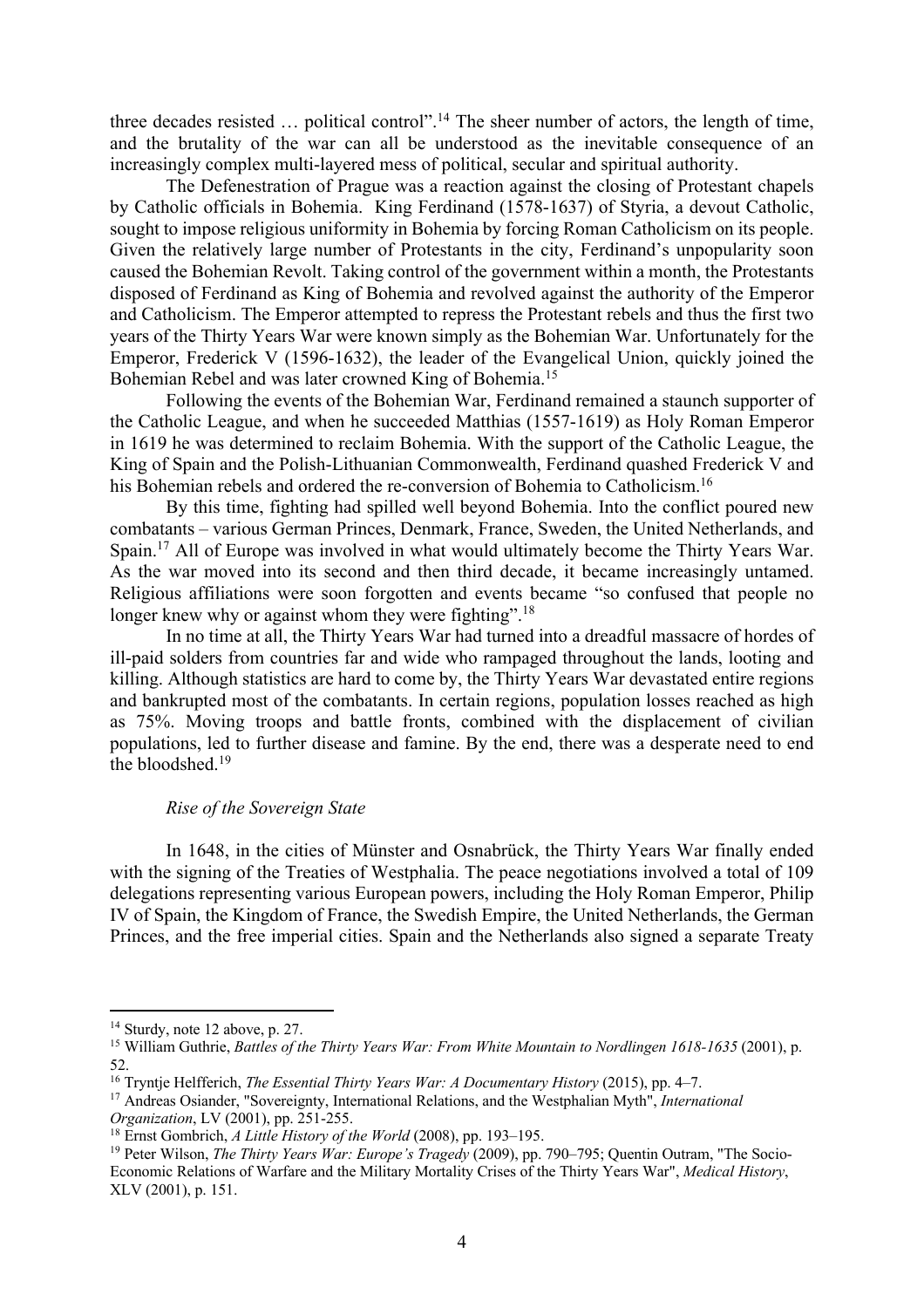three decades resisted … political control".[14] The sheer number of actors, the length of time, and the brutality of the war can all be understood as the inevitable consequence of an increasingly complex multi-layered mess of political, secular and spiritual authority.

The Defenestration of Prague was a reaction against the closing of Protestant chapels by Catholic officials in Bohemia. King Ferdinand (1578-1637) of Styria, a devout Catholic, sought to impose religious uniformity in Bohemia by forcing Roman Catholicism on its people. Given the relatively large number of Protestants in the city, Ferdinand's unpopularity soon caused the Bohemian Revolt. Taking control of the government within a month, the Protestants disposed of Ferdinand as King of Bohemia and revolved against the authority of the Emperor and Catholicism. The Emperor attempted to repress the Protestant rebels and thus the first two years of the Thirty Years War were known simply as the Bohemian War. Unfortunately for the Emperor, Frederick V (1596-1632), the leader of the Evangelical Union, quickly joined the Bohemian Rebel and was later crowned King of Bohemia.[15]

Following the events of the Bohemian War, Ferdinand remained a staunch supporter of the Catholic League, and when he succeeded Matthias (1557-1619) as Holy Roman Emperor in 1619 he was determined to reclaim Bohemia. With the support of the Catholic League, the King of Spain and the Polish-Lithuanian Commonwealth, Ferdinand quashed Frederick V and his Bohemian rebels and ordered the re-conversion of Bohemia to Catholicism.[16]

By this time, fighting had spilled well beyond Bohemia. Into the conflict poured new combatants – various German Princes, Denmark, France, Sweden, the United Netherlands, and Spain.[17] All of Europe was involved in what would ultimately become the Thirty Years War. As the war moved into its second and then third decade, it became increasingly untamed. Religious affiliations were soon forgotten and events became "so confused that people no longer knew why or against whom they were fighting".[18]

In no time at all, the Thirty Years War had turned into a dreadful massacre of hordes of ill-paid solders from countries far and wide who rampaged throughout the lands, looting and killing. Although statistics are hard to come by, the Thirty Years War devastated entire regions and bankrupted most of the combatants. In certain regions, population losses reached as high as 75%. Moving troops and battle fronts, combined with the displacement of civilian populations, led to further disease and famine. By the end, there was a desperate need to end the bloodshed.[19]

*Rise of the Sovereign State*

In 1648, in the cities of Münster and Osnabrück, the Thirty Years War finally ended with the signing of the Treaties of Westphalia. The peace negotiations involved a total of 109 delegations representing various European powers, including the Holy Roman Emperor, Philip IV of Spain, the Kingdom of France, the Swedish Empire, the United Netherlands, the German Princes, and the free imperial cities. Spain and the Netherlands also signed a separate Treaty

---

[14] Sturdy, note 12 above, p. 27.

[15] William Guthrie, *Battles of the Thirty Years War: From White Mountain to Nordlingen 1618-1635* (2001), p. 52.

[16] Tryntje Helfferich, *The Essential Thirty Years War: A Documentary History* (2015), pp. 4–7.

[17] Andreas Osiander, "Sovereignty, International Relations, and the Westphalian Myth", *International Organization*, LV (2001), pp. 251-255.

[18] Ernst Gombrich, *A Little History of the World* (2008), pp. 193–195.

[19] Peter Wilson, *The Thirty Years War: Europe's Tragedy* (2009), pp. 790–795; Quentin Outram, "The Socio-Economic Relations of Warfare and the Military Mortality Crises of the Thirty Years War", *Medical History*, XLV (2001), p. 151.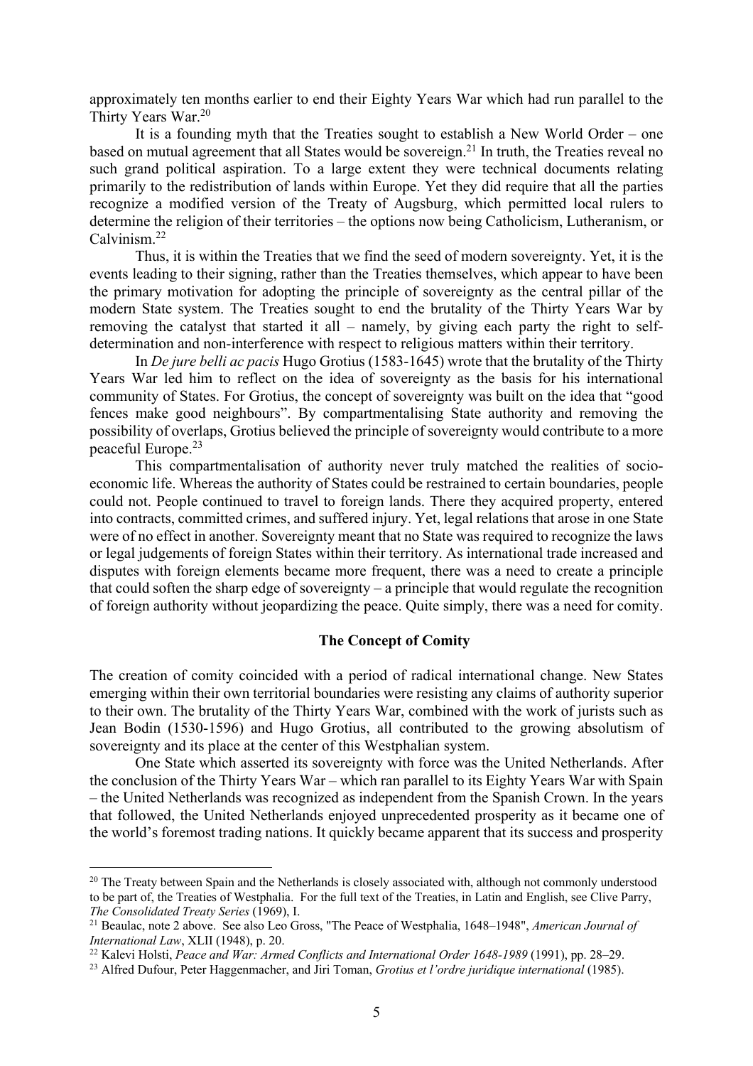approximately ten months earlier to end their Eighty Years War which had run parallel to the Thirty Years War.[20]

It is a founding myth that the Treaties sought to establish a New World Order – one based on mutual agreement that all States would be sovereign.[21] In truth, the Treaties reveal no such grand political aspiration. To a large extent they were technical documents relating primarily to the redistribution of lands within Europe. Yet they did require that all the parties recognize a modified version of the Treaty of Augsburg, which permitted local rulers to determine the religion of their territories – the options now being Catholicism, Lutheranism, or Calvinism.[22]

Thus, it is within the Treaties that we find the seed of modern sovereignty. Yet, it is the events leading to their signing, rather than the Treaties themselves, which appear to have been the primary motivation for adopting the principle of sovereignty as the central pillar of the modern State system. The Treaties sought to end the brutality of the Thirty Years War by removing the catalyst that started it all – namely, by giving each party the right to self-determination and non-interference with respect to religious matters within their territory.

In *De jure belli ac pacis* Hugo Grotius (1583-1645) wrote that the brutality of the Thirty Years War led him to reflect on the idea of sovereignty as the basis for his international community of States. For Grotius, the concept of sovereignty was built on the idea that "good fences make good neighbours". By compartmentalising State authority and removing the possibility of overlaps, Grotius believed the principle of sovereignty would contribute to a more peaceful Europe.[23]

This compartmentalisation of authority never truly matched the realities of socio-economic life. Whereas the authority of States could be restrained to certain boundaries, people could not. People continued to travel to foreign lands. There they acquired property, entered into contracts, committed crimes, and suffered injury. Yet, legal relations that arose in one State were of no effect in another. Sovereignty meant that no State was required to recognize the laws or legal judgements of foreign States within their territory. As international trade increased and disputes with foreign elements became more frequent, there was a need to create a principle that could soften the sharp edge of sovereignty – a principle that would regulate the recognition of foreign authority without jeopardizing the peace. Quite simply, there was a need for comity.

## The Concept of Comity

The creation of comity coincided with a period of radical international change. New States emerging within their own territorial boundaries were resisting any claims of authority superior to their own. The brutality of the Thirty Years War, combined with the work of jurists such as Jean Bodin (1530-1596) and Hugo Grotius, all contributed to the growing absolutism of sovereignty and its place at the center of this Westphalian system.

One State which asserted its sovereignty with force was the United Netherlands. After the conclusion of the Thirty Years War – which ran parallel to its Eighty Years War with Spain – the United Netherlands was recognized as independent from the Spanish Crown. In the years that followed, the United Netherlands enjoyed unprecedented prosperity as it became one of the world's foremost trading nations. It quickly became apparent that its success and prosperity

---

[20] The Treaty between Spain and the Netherlands is closely associated with, although not commonly understood to be part of, the Treaties of Westphalia. For the full text of the Treaties, in Latin and English, see Clive Parry, *The Consolidated Treaty Series* (1969), I.

[21] Beaulac, note 2 above. See also Leo Gross, "The Peace of Westphalia, 1648–1948", *American Journal of International Law*, XLII (1948), p. 20.

[22] Kalevi Holsti, *Peace and War: Armed Conflicts and International Order 1648-1989* (1991), pp. 28–29.

[23] Alfred Dufour, Peter Haggenmacher, and Jiri Toman, *Grotius et l'ordre juridique international* (1985).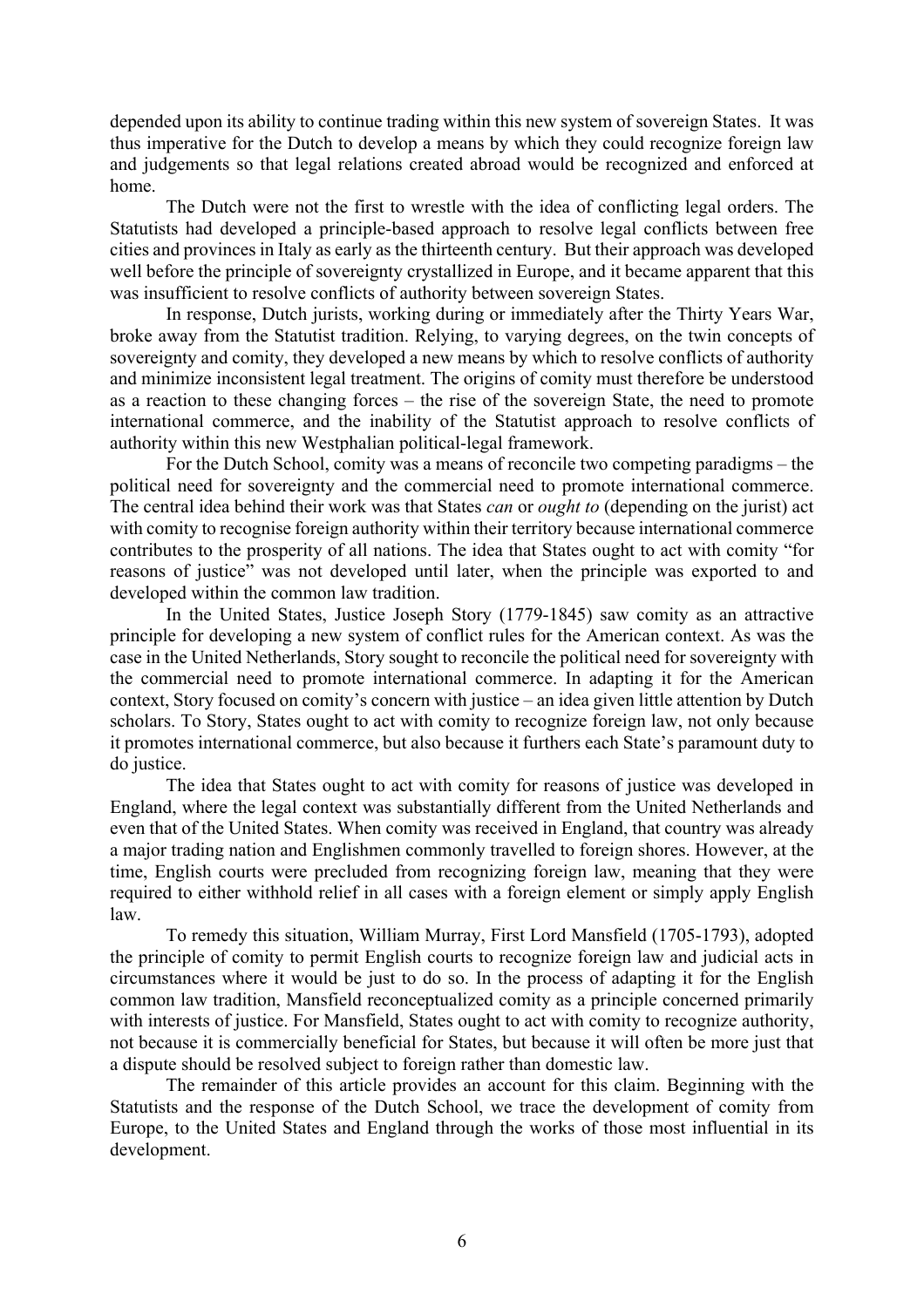depended upon its ability to continue trading within this new system of sovereign States. It was thus imperative for the Dutch to develop a means by which they could recognize foreign law and judgements so that legal relations created abroad would be recognized and enforced at home.

The Dutch were not the first to wrestle with the idea of conflicting legal orders. The Statutists had developed a principle-based approach to resolve legal conflicts between free cities and provinces in Italy as early as the thirteenth century. But their approach was developed well before the principle of sovereignty crystallized in Europe, and it became apparent that this was insufficient to resolve conflicts of authority between sovereign States.

In response, Dutch jurists, working during or immediately after the Thirty Years War, broke away from the Statutist tradition. Relying, to varying degrees, on the twin concepts of sovereignty and comity, they developed a new means by which to resolve conflicts of authority and minimize inconsistent legal treatment. The origins of comity must therefore be understood as a reaction to these changing forces – the rise of the sovereign State, the need to promote international commerce, and the inability of the Statutist approach to resolve conflicts of authority within this new Westphalian political-legal framework.

For the Dutch School, comity was a means of reconcile two competing paradigms – the political need for sovereignty and the commercial need to promote international commerce. The central idea behind their work was that States *can* or *ought to* (depending on the jurist) act with comity to recognise foreign authority within their territory because international commerce contributes to the prosperity of all nations. The idea that States ought to act with comity "for reasons of justice" was not developed until later, when the principle was exported to and developed within the common law tradition.

In the United States, Justice Joseph Story (1779-1845) saw comity as an attractive principle for developing a new system of conflict rules for the American context. As was the case in the United Netherlands, Story sought to reconcile the political need for sovereignty with the commercial need to promote international commerce. In adapting it for the American context, Story focused on comity's concern with justice – an idea given little attention by Dutch scholars. To Story, States ought to act with comity to recognize foreign law, not only because it promotes international commerce, but also because it furthers each State's paramount duty to do justice.

The idea that States ought to act with comity for reasons of justice was developed in England, where the legal context was substantially different from the United Netherlands and even that of the United States. When comity was received in England, that country was already a major trading nation and Englishmen commonly travelled to foreign shores. However, at the time, English courts were precluded from recognizing foreign law, meaning that they were required to either withhold relief in all cases with a foreign element or simply apply English law.

To remedy this situation, William Murray, First Lord Mansfield (1705-1793), adopted the principle of comity to permit English courts to recognize foreign law and judicial acts in circumstances where it would be just to do so. In the process of adapting it for the English common law tradition, Mansfield reconceptualized comity as a principle concerned primarily with interests of justice. For Mansfield, States ought to act with comity to recognize authority, not because it is commercially beneficial for States, but because it will often be more just that a dispute should be resolved subject to foreign rather than domestic law.

The remainder of this article provides an account for this claim. Beginning with the Statutists and the response of the Dutch School, we trace the development of comity from Europe, to the United States and England through the works of those most influential in its development.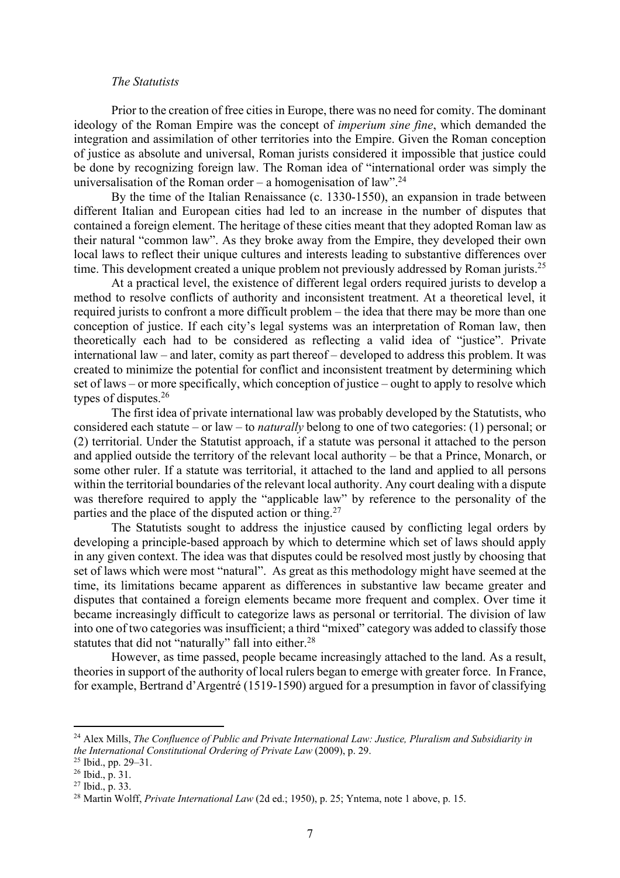*The Statutists*

Prior to the creation of free cities in Europe, there was no need for comity. The dominant ideology of the Roman Empire was the concept of *imperium sine fine*, which demanded the integration and assimilation of other territories into the Empire. Given the Roman conception of justice as absolute and universal, Roman jurists considered it impossible that justice could be done by recognizing foreign law. The Roman idea of "international order was simply the universalisation of the Roman order – a homogenisation of law".[24]

By the time of the Italian Renaissance (c. 1330-1550), an expansion in trade between different Italian and European cities had led to an increase in the number of disputes that contained a foreign element. The heritage of these cities meant that they adopted Roman law as their natural "common law". As they broke away from the Empire, they developed their own local laws to reflect their unique cultures and interests leading to substantive differences over time. This development created a unique problem not previously addressed by Roman jurists.[25]

At a practical level, the existence of different legal orders required jurists to develop a method to resolve conflicts of authority and inconsistent treatment. At a theoretical level, it required jurists to confront a more difficult problem – the idea that there may be more than one conception of justice. If each city's legal systems was an interpretation of Roman law, then theoretically each had to be considered as reflecting a valid idea of "justice". Private international law – and later, comity as part thereof – developed to address this problem. It was created to minimize the potential for conflict and inconsistent treatment by determining which set of laws – or more specifically, which conception of justice – ought to apply to resolve which types of disputes.[26]

The first idea of private international law was probably developed by the Statutists, who considered each statute – or law – to *naturally* belong to one of two categories: (1) personal; or (2) territorial. Under the Statutist approach, if a statute was personal it attached to the person and applied outside the territory of the relevant local authority – be that a Prince, Monarch, or some other ruler. If a statute was territorial, it attached to the land and applied to all persons within the territorial boundaries of the relevant local authority. Any court dealing with a dispute was therefore required to apply the "applicable law" by reference to the personality of the parties and the place of the disputed action or thing.[27]

The Statutists sought to address the injustice caused by conflicting legal orders by developing a principle-based approach by which to determine which set of laws should apply in any given context. The idea was that disputes could be resolved most justly by choosing that set of laws which were most "natural". As great as this methodology might have seemed at the time, its limitations became apparent as differences in substantive law became greater and disputes that contained a foreign elements became more frequent and complex. Over time it became increasingly difficult to categorize laws as personal or territorial. The division of law into one of two categories was insufficient; a third "mixed" category was added to classify those statutes that did not "naturally" fall into either.[28]

However, as time passed, people became increasingly attached to the land. As a result, theories in support of the authority of local rulers began to emerge with greater force. In France, for example, Bertrand d'Argentré (1519-1590) argued for a presumption in favor of classifying

---

[24] Alex Mills, *The Confluence of Public and Private International Law: Justice, Pluralism and Subsidiarity in the International Constitutional Ordering of Private Law* (2009), p. 29.

[25] Ibid., pp. 29–31.

[26] Ibid., p. 31.

[27] Ibid., p. 33.

[28] Martin Wolff, *Private International Law* (2d ed.; 1950), p. 25; Yntema, note 1 above, p. 15.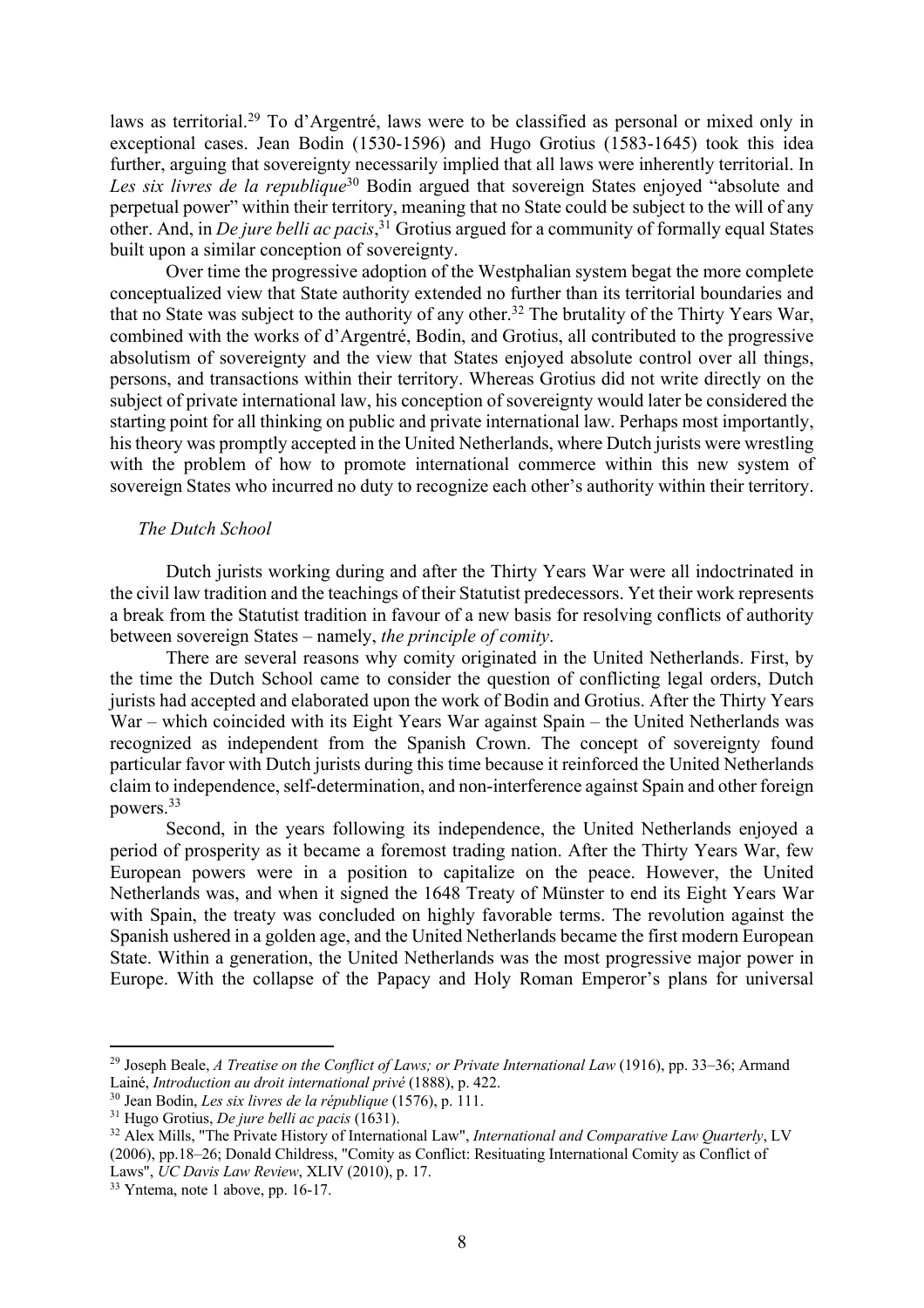laws as territorial.[29] To d'Argentré, laws were to be classified as personal or mixed only in exceptional cases. Jean Bodin (1530-1596) and Hugo Grotius (1583-1645) took this idea further, arguing that sovereignty necessarily implied that all laws were inherently territorial. In *Les six livres de la republique*[30] Bodin argued that sovereign States enjoyed "absolute and perpetual power" within their territory, meaning that no State could be subject to the will of any other. And, in *De jure belli ac pacis*,[31] Grotius argued for a community of formally equal States built upon a similar conception of sovereignty.

Over time the progressive adoption of the Westphalian system begat the more complete conceptualized view that State authority extended no further than its territorial boundaries and that no State was subject to the authority of any other.[32] The brutality of the Thirty Years War, combined with the works of d'Argentré, Bodin, and Grotius, all contributed to the progressive absolutism of sovereignty and the view that States enjoyed absolute control over all things, persons, and transactions within their territory. Whereas Grotius did not write directly on the subject of private international law, his conception of sovereignty would later be considered the starting point for all thinking on public and private international law. Perhaps most importantly, his theory was promptly accepted in the United Netherlands, where Dutch jurists were wrestling with the problem of how to promote international commerce within this new system of sovereign States who incurred no duty to recognize each other's authority within their territory.

### *The Dutch School*

Dutch jurists working during and after the Thirty Years War were all indoctrinated in the civil law tradition and the teachings of their Statutist predecessors. Yet their work represents a break from the Statutist tradition in favour of a new basis for resolving conflicts of authority between sovereign States – namely, *the principle of comity*.

There are several reasons why comity originated in the United Netherlands. First, by the time the Dutch School came to consider the question of conflicting legal orders, Dutch jurists had accepted and elaborated upon the work of Bodin and Grotius. After the Thirty Years War – which coincided with its Eight Years War against Spain – the United Netherlands was recognized as independent from the Spanish Crown. The concept of sovereignty found particular favor with Dutch jurists during this time because it reinforced the United Netherlands claim to independence, self-determination, and non-interference against Spain and other foreign powers.[33]

Second, in the years following its independence, the United Netherlands enjoyed a period of prosperity as it became a foremost trading nation. After the Thirty Years War, few European powers were in a position to capitalize on the peace. However, the United Netherlands was, and when it signed the 1648 Treaty of Münster to end its Eight Years War with Spain, the treaty was concluded on highly favorable terms. The revolution against the Spanish ushered in a golden age, and the United Netherlands became the first modern European State. Within a generation, the United Netherlands was the most progressive major power in Europe. With the collapse of the Papacy and Holy Roman Emperor's plans for universal

---

[29] Joseph Beale, *A Treatise on the Conflict of Laws; or Private International Law* (1916), pp. 33–36; Armand Lainé, *Introduction au droit international privé* (1888), p. 422.

[30] Jean Bodin, *Les six livres de la république* (1576), p. 111.

[31] Hugo Grotius, *De jure belli ac pacis* (1631).

[32] Alex Mills, "The Private History of International Law", *International and Comparative Law Quarterly*, LV (2006), pp.18–26; Donald Childress, "Comity as Conflict: Resituating International Comity as Conflict of Laws", *UC Davis Law Review*, XLIV (2010), p. 17.

[33] Yntema, note 1 above, pp. 16-17.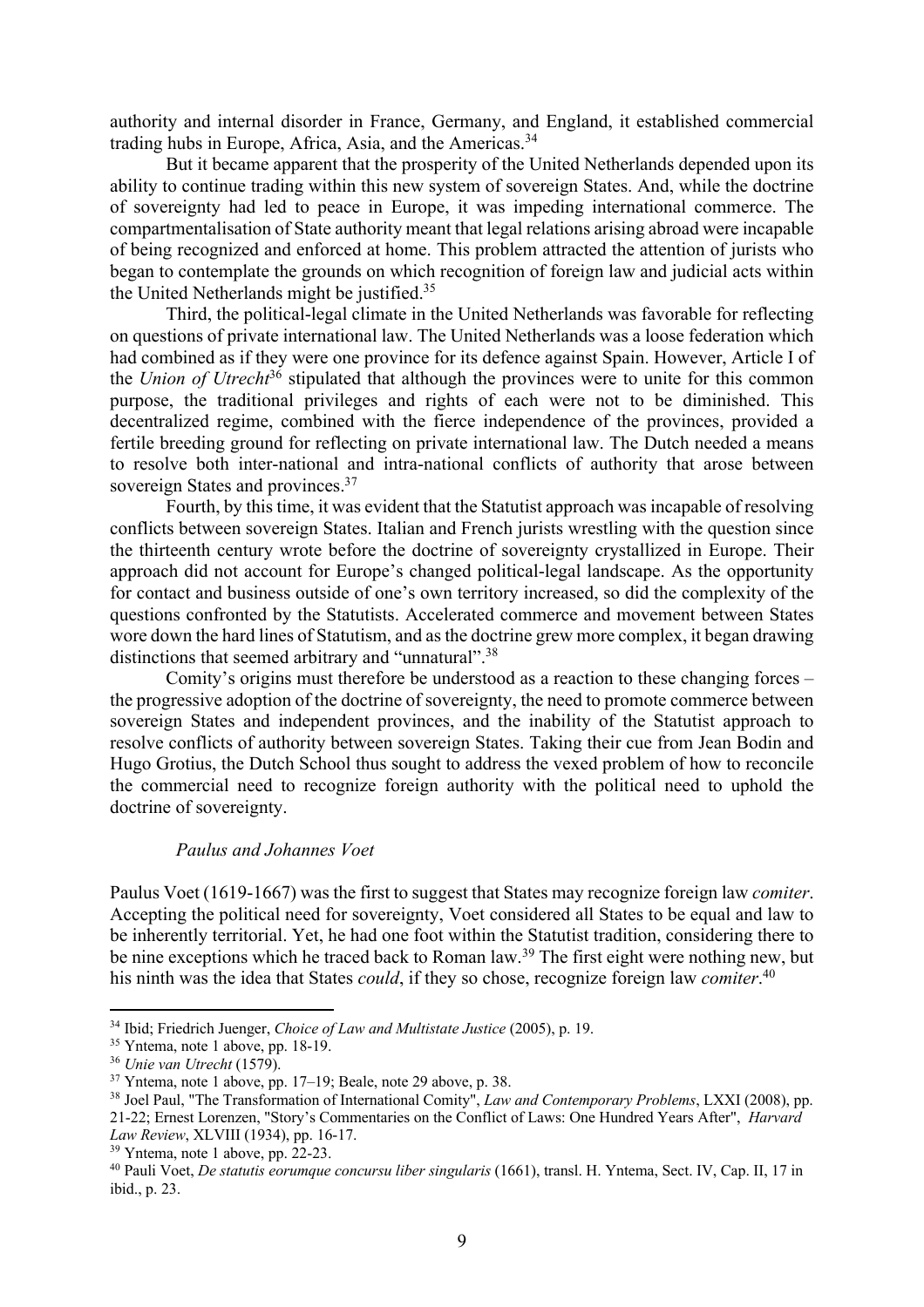authority and internal disorder in France, Germany, and England, it established commercial trading hubs in Europe, Africa, Asia, and the Americas.[34]

But it became apparent that the prosperity of the United Netherlands depended upon its ability to continue trading within this new system of sovereign States. And, while the doctrine of sovereignty had led to peace in Europe, it was impeding international commerce. The compartmentalisation of State authority meant that legal relations arising abroad were incapable of being recognized and enforced at home. This problem attracted the attention of jurists who began to contemplate the grounds on which recognition of foreign law and judicial acts within the United Netherlands might be justified.[35]

Third, the political-legal climate in the United Netherlands was favorable for reflecting on questions of private international law. The United Netherlands was a loose federation which had combined as if they were one province for its defence against Spain. However, Article I of the *Union of Utrecht*[36] stipulated that although the provinces were to unite for this common purpose, the traditional privileges and rights of each were not to be diminished. This decentralized regime, combined with the fierce independence of the provinces, provided a fertile breeding ground for reflecting on private international law. The Dutch needed a means to resolve both inter-national and intra-national conflicts of authority that arose between sovereign States and provinces.[37]

Fourth, by this time, it was evident that the Statutist approach was incapable of resolving conflicts between sovereign States. Italian and French jurists wrestling with the question since the thirteenth century wrote before the doctrine of sovereignty crystallized in Europe. Their approach did not account for Europe's changed political-legal landscape. As the opportunity for contact and business outside of one's own territory increased, so did the complexity of the questions confronted by the Statutists. Accelerated commerce and movement between States wore down the hard lines of Statutism, and as the doctrine grew more complex, it began drawing distinctions that seemed arbitrary and "unnatural".[38]

Comity's origins must therefore be understood as a reaction to these changing forces – the progressive adoption of the doctrine of sovereignty, the need to promote commerce between sovereign States and independent provinces, and the inability of the Statutist approach to resolve conflicts of authority between sovereign States. Taking their cue from Jean Bodin and Hugo Grotius, the Dutch School thus sought to address the vexed problem of how to reconcile the commercial need to recognize foreign authority with the political need to uphold the doctrine of sovereignty.

### *Paulus and Johannes Voet*

Paulus Voet (1619-1667) was the first to suggest that States may recognize foreign law *comiter*. Accepting the political need for sovereignty, Voet considered all States to be equal and law to be inherently territorial. Yet, he had one foot within the Statutist tradition, considering there to be nine exceptions which he traced back to Roman law.[39] The first eight were nothing new, but his ninth was the idea that States *could*, if they so chose, recognize foreign law *comiter*.[40]

---

[34] Ibid; Friedrich Juenger, *Choice of Law and Multistate Justice* (2005), p. 19.

[35] Yntema, note 1 above, pp. 18-19.

[36] *Unie van Utrecht* (1579).

[37] Yntema, note 1 above, pp. 17–19; Beale, note 29 above, p. 38.

[38] Joel Paul, "The Transformation of International Comity", *Law and Contemporary Problems*, LXXI (2008), pp. 21-22; Ernest Lorenzen, "Story's Commentaries on the Conflict of Laws: One Hundred Years After", *Harvard Law Review*, XLVIII (1934), pp. 16-17.

[39] Yntema, note 1 above, pp. 22-23.

[40] Pauli Voet, *De statutis eorumque concursu liber singularis* (1661), transl. H. Yntema, Sect. IV, Cap. II, 17 in ibid., p. 23.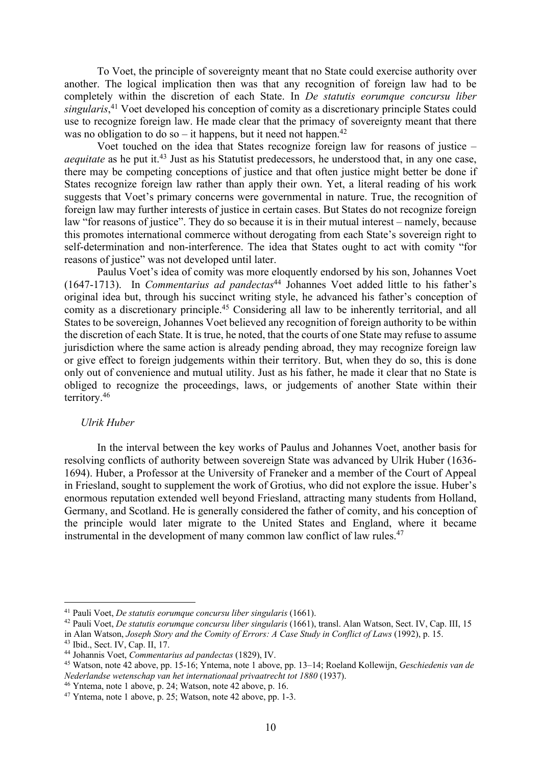To Voet, the principle of sovereignty meant that no State could exercise authority over another. The logical implication then was that any recognition of foreign law had to be completely within the discretion of each State. In *De statutis eorumque concursu liber singularis*,[41] Voet developed his conception of comity as a discretionary principle States could use to recognize foreign law. He made clear that the primacy of sovereignty meant that there was no obligation to do so – it happens, but it need not happen.[42]

Voet touched on the idea that States recognize foreign law for reasons of justice – *aequitate* as he put it.[43] Just as his Statutist predecessors, he understood that, in any one case, there may be competing conceptions of justice and that often justice might better be done if States recognize foreign law rather than apply their own. Yet, a literal reading of his work suggests that Voet's primary concerns were governmental in nature. True, the recognition of foreign law may further interests of justice in certain cases. But States do not recognize foreign law "for reasons of justice". They do so because it is in their mutual interest – namely, because this promotes international commerce without derogating from each State's sovereign right to self-determination and non-interference. The idea that States ought to act with comity "for reasons of justice" was not developed until later.

Paulus Voet's idea of comity was more eloquently endorsed by his son, Johannes Voet (1647-1713). In *Commentarius ad pandectas*[44] Johannes Voet added little to his father's original idea but, through his succinct writing style, he advanced his father's conception of comity as a discretionary principle.[45] Considering all law to be inherently territorial, and all States to be sovereign, Johannes Voet believed any recognition of foreign authority to be within the discretion of each State. It is true, he noted, that the courts of one State may refuse to assume jurisdiction where the same action is already pending abroad, they may recognize foreign law or give effect to foreign judgements within their territory. But, when they do so, this is done only out of convenience and mutual utility. Just as his father, he made it clear that no State is obliged to recognize the proceedings, laws, or judgements of another State within their territory.[46]

*Ulrik Huber*

In the interval between the key works of Paulus and Johannes Voet, another basis for resolving conflicts of authority between sovereign State was advanced by Ulrik Huber (1636-1694). Huber, a Professor at the University of Franeker and a member of the Court of Appeal in Friesland, sought to supplement the work of Grotius, who did not explore the issue. Huber's enormous reputation extended well beyond Friesland, attracting many students from Holland, Germany, and Scotland. He is generally considered the father of comity, and his conception of the principle would later migrate to the United States and England, where it became instrumental in the development of many common law conflict of law rules.[47]

---

[41] Pauli Voet, *De statutis eorumque concursu liber singularis* (1661).

[42] Pauli Voet, *De statutis eorumque concursu liber singularis* (1661), transl. Alan Watson, Sect. IV, Cap. III, 15 in Alan Watson, *Joseph Story and the Comity of Errors: A Case Study in Conflict of Laws* (1992), p. 15.

[43] Ibid., Sect. IV, Cap. II, 17.

[44] Johannis Voet, *Commentarius ad pandectas* (1829), IV.

[45] Watson, note 42 above, pp. 15-16; Yntema, note 1 above, pp. 13–14; Roeland Kollewijn, *Geschiedenis van de Nederlandse wetenschap van het internationaal privaatrecht tot 1880* (1937).

[46] Yntema, note 1 above, p. 24; Watson, note 42 above, p. 16.

[47] Yntema, note 1 above, p. 25; Watson, note 42 above, pp. 1-3.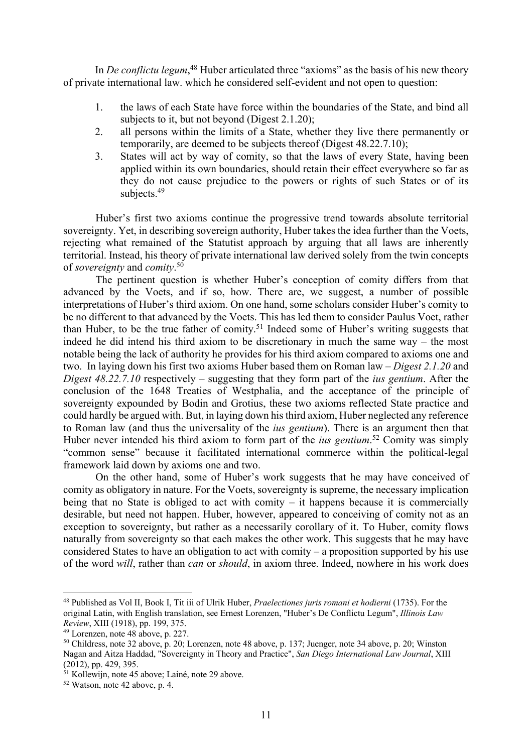In *De conflictu legum*,[48] Huber articulated three "axioms" as the basis of his new theory of private international law. which he considered self-evident and not open to question:

1. the laws of each State have force within the boundaries of the State, and bind all subjects to it, but not beyond (Digest 2.1.20);
2. all persons within the limits of a State, whether they live there permanently or temporarily, are deemed to be subjects thereof (Digest 48.22.7.10);
3. States will act by way of comity, so that the laws of every State, having been applied within its own boundaries, should retain their effect everywhere so far as they do not cause prejudice to the powers or rights of such States or of its subjects.[49]

Huber's first two axioms continue the progressive trend towards absolute territorial sovereignty. Yet, in describing sovereign authority, Huber takes the idea further than the Voets, rejecting what remained of the Statutist approach by arguing that all laws are inherently territorial. Instead, his theory of private international law derived solely from the twin concepts of *sovereignty* and *comity*.[50]

The pertinent question is whether Huber's conception of comity differs from that advanced by the Voets, and if so, how. There are, we suggest, a number of possible interpretations of Huber's third axiom. On one hand, some scholars consider Huber's comity to be no different to that advanced by the Voets. This has led them to consider Paulus Voet, rather than Huber, to be the true father of comity.[51] Indeed some of Huber's writing suggests that indeed he did intend his third axiom to be discretionary in much the same way – the most notable being the lack of authority he provides for his third axiom compared to axioms one and two. In laying down his first two axioms Huber based them on Roman law – *Digest 2.1.20* and *Digest 48.22.7.10* respectively – suggesting that they form part of the *ius gentium*. After the conclusion of the 1648 Treaties of Westphalia, and the acceptance of the principle of sovereignty expounded by Bodin and Grotius, these two axioms reflected State practice and could hardly be argued with. But, in laying down his third axiom, Huber neglected any reference to Roman law (and thus the universality of the *ius gentium*). There is an argument then that Huber never intended his third axiom to form part of the *ius gentium*.[52] Comity was simply "common sense" because it facilitated international commerce within the political-legal framework laid down by axioms one and two.

On the other hand, some of Huber's work suggests that he may have conceived of comity as obligatory in nature. For the Voets, sovereignty is supreme, the necessary implication being that no State is obliged to act with comity – it happens because it is commercially desirable, but need not happen. Huber, however, appeared to conceiving of comity not as an exception to sovereignty, but rather as a necessarily corollary of it. To Huber, comity flows naturally from sovereignty so that each makes the other work. This suggests that he may have considered States to have an obligation to act with comity – a proposition supported by his use of the word *will*, rather than *can* or *should*, in axiom three. Indeed, nowhere in his work does

---

[48] Published as Vol II, Book I, Tit iii of Ulrik Huber, *Praelectiones juris romani et hodierni* (1735). For the original Latin, with English translation, see Ernest Lorenzen, "Huber's De Conflictu Legum", *Illinois Law Review*, XIII (1918), pp. 199, 375.

[49] Lorenzen, note 48 above, p. 227.

[50] Childress, note 32 above, p. 20; Lorenzen, note 48 above, p. 137; Juenger, note 34 above, p. 20; Winston Nagan and Aitza Haddad, "Sovereignty in Theory and Practice", *San Diego International Law Journal*, XIII (2012), pp. 429, 395.

[51] Kollewijn, note 45 above; Lainé, note 29 above.

[52] Watson, note 42 above, p. 4.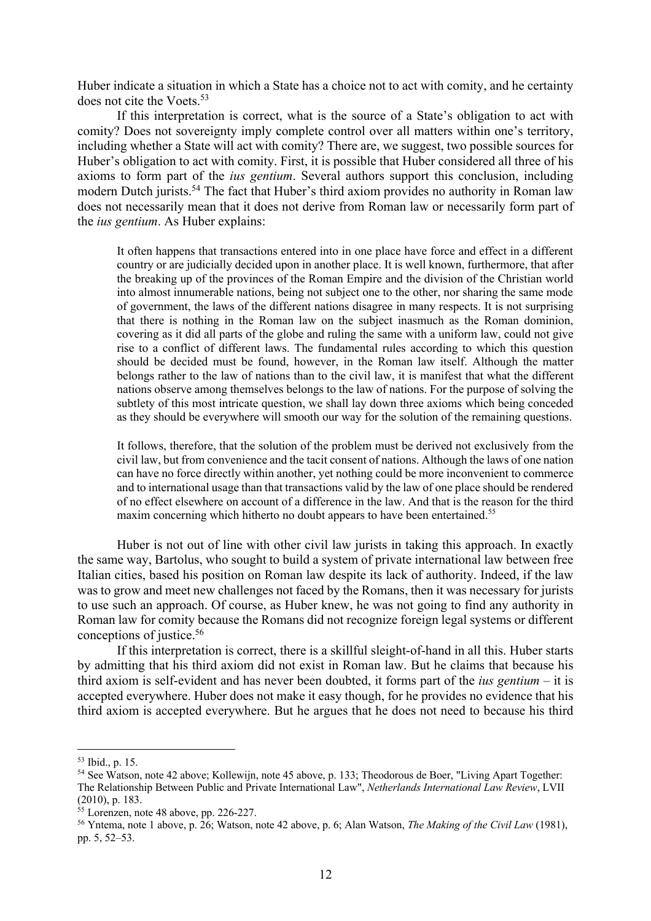Huber indicate a situation in which a State has a choice not to act with comity, and he certainty does not cite the Voets.[53]

If this interpretation is correct, what is the source of a State's obligation to act with comity? Does not sovereignty imply complete control over all matters within one's territory, including whether a State will act with comity? There are, we suggest, two possible sources for Huber's obligation to act with comity. First, it is possible that Huber considered all three of his axioms to form part of the *ius gentium*. Several authors support this conclusion, including modern Dutch jurists.[54] The fact that Huber's third axiom provides no authority in Roman law does not necessarily mean that it does not derive from Roman law or necessarily form part of the *ius gentium*. As Huber explains:

> It often happens that transactions entered into in one place have force and effect in a different country or are judicially decided upon in another place. It is well known, furthermore, that after the breaking up of the provinces of the Roman Empire and the division of the Christian world into almost innumerable nations, being not subject one to the other, nor sharing the same mode of government, the laws of the different nations disagree in many respects. It is not surprising that there is nothing in the Roman law on the subject inasmuch as the Roman dominion, covering as it did all parts of the globe and ruling the same with a uniform law, could not give rise to a conflict of different laws. The fundamental rules according to which this question should be decided must be found, however, in the Roman law itself. Although the matter belongs rather to the law of nations than to the civil law, it is manifest that what the different nations observe among themselves belongs to the law of nations. For the purpose of solving the subtlety of this most intricate question, we shall lay down three axioms which being conceded as they should be everywhere will smooth our way for the solution of the remaining questions.
>
> It follows, therefore, that the solution of the problem must be derived not exclusively from the civil law, but from convenience and the tacit consent of nations. Although the laws of one nation can have no force directly within another, yet nothing could be more inconvenient to commerce and to international usage than that transactions valid by the law of one place should be rendered of no effect elsewhere on account of a difference in the law. And that is the reason for the third maxim concerning which hitherto no doubt appears to have been entertained.[55]

Huber is not out of line with other civil law jurists in taking this approach. In exactly the same way, Bartolus, who sought to build a system of private international law between free Italian cities, based his position on Roman law despite its lack of authority. Indeed, if the law was to grow and meet new challenges not faced by the Romans, then it was necessary for jurists to use such an approach. Of course, as Huber knew, he was not going to find any authority in Roman law for comity because the Romans did not recognize foreign legal systems or different conceptions of justice.[56]

If this interpretation is correct, there is a skillful sleight-of-hand in all this. Huber starts by admitting that his third axiom did not exist in Roman law. But he claims that because his third axiom is self-evident and has never been doubted, it forms part of the *ius gentium* – it is accepted everywhere. Huber does not make it easy though, for he provides no evidence that his third axiom is accepted everywhere. But he argues that he does not need to because his third

---

[53] Ibid., p. 15.

[54] See Watson, note 42 above; Kollewijn, note 45 above, p. 133; Theodorous de Boer, "Living Apart Together: The Relationship Between Public and Private International Law", *Netherlands International Law Review*, LVII (2010), p. 183.

[55] Lorenzen, note 48 above, pp. 226-227.

[56] Yntema, note 1 above, p. 26; Watson, note 42 above, p. 6; Alan Watson, *The Making of the Civil Law* (1981), pp. 5, 52–53.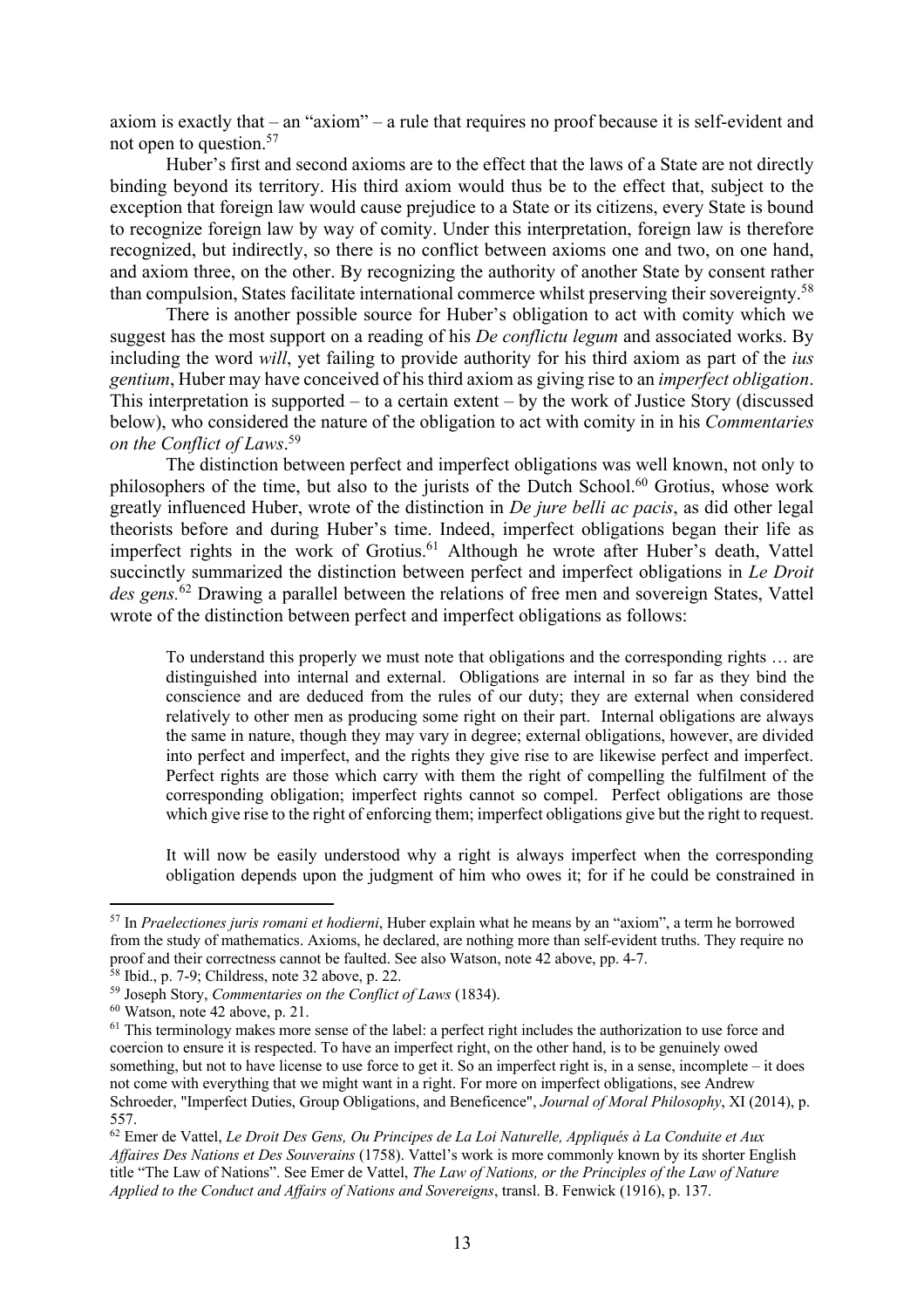axiom is exactly that – an "axiom" – a rule that requires no proof because it is self-evident and not open to question.[57]

Huber's first and second axioms are to the effect that the laws of a State are not directly binding beyond its territory. His third axiom would thus be to the effect that, subject to the exception that foreign law would cause prejudice to a State or its citizens, every State is bound to recognize foreign law by way of comity. Under this interpretation, foreign law is therefore recognized, but indirectly, so there is no conflict between axioms one and two, on one hand, and axiom three, on the other. By recognizing the authority of another State by consent rather than compulsion, States facilitate international commerce whilst preserving their sovereignty.[58]

There is another possible source for Huber's obligation to act with comity which we suggest has the most support on a reading of his *De conflictu legum* and associated works. By including the word *will*, yet failing to provide authority for his third axiom as part of the *ius gentium*, Huber may have conceived of his third axiom as giving rise to an *imperfect obligation*. This interpretation is supported – to a certain extent – by the work of Justice Story (discussed below), who considered the nature of the obligation to act with comity in in his *Commentaries on the Conflict of Laws*.[59]

The distinction between perfect and imperfect obligations was well known, not only to philosophers of the time, but also to the jurists of the Dutch School.[60] Grotius, whose work greatly influenced Huber, wrote of the distinction in *De jure belli ac pacis*, as did other legal theorists before and during Huber's time. Indeed, imperfect obligations began their life as imperfect rights in the work of Grotius.[61] Although he wrote after Huber's death, Vattel succinctly summarized the distinction between perfect and imperfect obligations in *Le Droit des gens.*[62] Drawing a parallel between the relations of free men and sovereign States, Vattel wrote of the distinction between perfect and imperfect obligations as follows:

> To understand this properly we must note that obligations and the corresponding rights … are distinguished into internal and external. Obligations are internal in so far as they bind the conscience and are deduced from the rules of our duty; they are external when considered relatively to other men as producing some right on their part. Internal obligations are always the same in nature, though they may vary in degree; external obligations, however, are divided into perfect and imperfect, and the rights they give rise to are likewise perfect and imperfect. Perfect rights are those which carry with them the right of compelling the fulfilment of the corresponding obligation; imperfect rights cannot so compel. Perfect obligations are those which give rise to the right of enforcing them; imperfect obligations give but the right to request.
>
> It will now be easily understood why a right is always imperfect when the corresponding obligation depends upon the judgment of him who owes it; for if he could be constrained in

---

[57] In *Praelectiones juris romani et hodierni*, Huber explain what he means by an "axiom", a term he borrowed from the study of mathematics. Axioms, he declared, are nothing more than self-evident truths. They require no proof and their correctness cannot be faulted. See also Watson, note 42 above, pp. 4-7.

[58] Ibid., p. 7-9; Childress, note 32 above, p. 22.

[59] Joseph Story, *Commentaries on the Conflict of Laws* (1834).

[60] Watson, note 42 above, p. 21.

[61] This terminology makes more sense of the label: a perfect right includes the authorization to use force and coercion to ensure it is respected. To have an imperfect right, on the other hand, is to be genuinely owed something, but not to have license to use force to get it. So an imperfect right is, in a sense, incomplete – it does not come with everything that we might want in a right. For more on imperfect obligations, see Andrew Schroeder, "Imperfect Duties, Group Obligations, and Beneficence", *Journal of Moral Philosophy*, XI (2014), p. 557.

[62] Emer de Vattel, *Le Droit Des Gens, Ou Principes de La Loi Naturelle, Appliqués à La Conduite et Aux Affaires Des Nations et Des Souverains* (1758). Vattel's work is more commonly known by its shorter English title "The Law of Nations". See Emer de Vattel, *The Law of Nations, or the Principles of the Law of Nature Applied to the Conduct and Affairs of Nations and Sovereigns*, transl. B. Fenwick (1916), p. 137.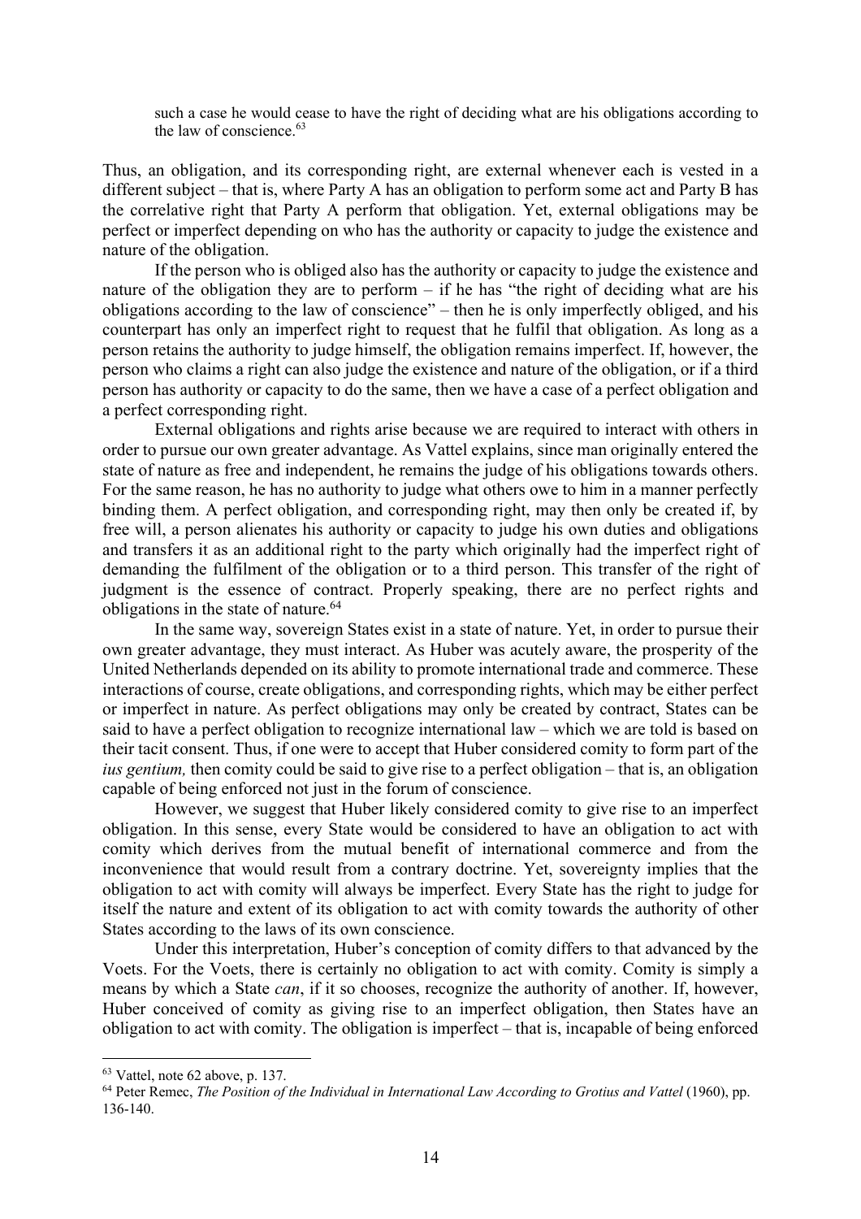> such a case he would cease to have the right of deciding what are his obligations according to the law of conscience.[63]

Thus, an obligation, and its corresponding right, are external whenever each is vested in a different subject – that is, where Party A has an obligation to perform some act and Party B has the correlative right that Party A perform that obligation. Yet, external obligations may be perfect or imperfect depending on who has the authority or capacity to judge the existence and nature of the obligation.

If the person who is obliged also has the authority or capacity to judge the existence and nature of the obligation they are to perform – if he has "the right of deciding what are his obligations according to the law of conscience" – then he is only imperfectly obliged, and his counterpart has only an imperfect right to request that he fulfil that obligation. As long as a person retains the authority to judge himself, the obligation remains imperfect. If, however, the person who claims a right can also judge the existence and nature of the obligation, or if a third person has authority or capacity to do the same, then we have a case of a perfect obligation and a perfect corresponding right.

External obligations and rights arise because we are required to interact with others in order to pursue our own greater advantage. As Vattel explains, since man originally entered the state of nature as free and independent, he remains the judge of his obligations towards others. For the same reason, he has no authority to judge what others owe to him in a manner perfectly binding them. A perfect obligation, and corresponding right, may then only be created if, by free will, a person alienates his authority or capacity to judge his own duties and obligations and transfers it as an additional right to the party which originally had the imperfect right of demanding the fulfilment of the obligation or to a third person. This transfer of the right of judgment is the essence of contract. Properly speaking, there are no perfect rights and obligations in the state of nature.[64]

In the same way, sovereign States exist in a state of nature. Yet, in order to pursue their own greater advantage, they must interact. As Huber was acutely aware, the prosperity of the United Netherlands depended on its ability to promote international trade and commerce. These interactions of course, create obligations, and corresponding rights, which may be either perfect or imperfect in nature. As perfect obligations may only be created by contract, States can be said to have a perfect obligation to recognize international law – which we are told is based on their tacit consent. Thus, if one were to accept that Huber considered comity to form part of the *ius gentium,* then comity could be said to give rise to a perfect obligation – that is, an obligation capable of being enforced not just in the forum of conscience.

However, we suggest that Huber likely considered comity to give rise to an imperfect obligation. In this sense, every State would be considered to have an obligation to act with comity which derives from the mutual benefit of international commerce and from the inconvenience that would result from a contrary doctrine. Yet, sovereignty implies that the obligation to act with comity will always be imperfect. Every State has the right to judge for itself the nature and extent of its obligation to act with comity towards the authority of other States according to the laws of its own conscience.

Under this interpretation, Huber's conception of comity differs to that advanced by the Voets. For the Voets, there is certainly no obligation to act with comity. Comity is simply a means by which a State *can*, if it so chooses, recognize the authority of another. If, however, Huber conceived of comity as giving rise to an imperfect obligation, then States have an obligation to act with comity. The obligation is imperfect – that is, incapable of being enforced

---

[63] Vattel, note 62 above, p. 137.

[64] Peter Remec, *The Position of the Individual in International Law According to Grotius and Vattel* (1960), pp. 136-140.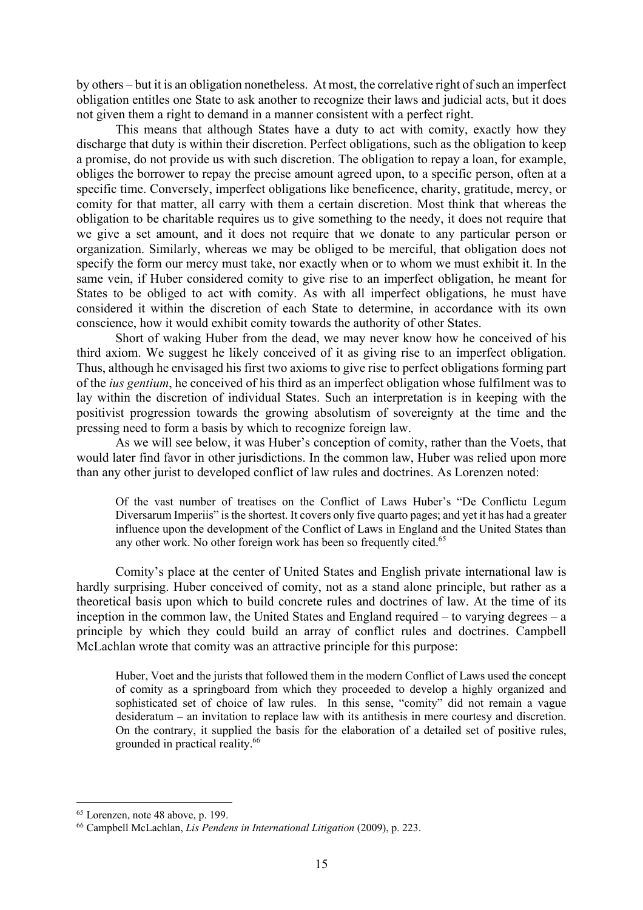by others – but it is an obligation nonetheless. At most, the correlative right of such an imperfect obligation entitles one State to ask another to recognize their laws and judicial acts, but it does not given them a right to demand in a manner consistent with a perfect right.

This means that although States have a duty to act with comity, exactly how they discharge that duty is within their discretion. Perfect obligations, such as the obligation to keep a promise, do not provide us with such discretion. The obligation to repay a loan, for example, obliges the borrower to repay the precise amount agreed upon, to a specific person, often at a specific time. Conversely, imperfect obligations like beneficence, charity, gratitude, mercy, or comity for that matter, all carry with them a certain discretion. Most think that whereas the obligation to be charitable requires us to give something to the needy, it does not require that we give a set amount, and it does not require that we donate to any particular person or organization. Similarly, whereas we may be obliged to be merciful, that obligation does not specify the form our mercy must take, nor exactly when or to whom we must exhibit it. In the same vein, if Huber considered comity to give rise to an imperfect obligation, he meant for States to be obliged to act with comity. As with all imperfect obligations, he must have considered it within the discretion of each State to determine, in accordance with its own conscience, how it would exhibit comity towards the authority of other States.

Short of waking Huber from the dead, we may never know how he conceived of his third axiom. We suggest he likely conceived of it as giving rise to an imperfect obligation. Thus, although he envisaged his first two axioms to give rise to perfect obligations forming part of the *ius gentium*, he conceived of his third as an imperfect obligation whose fulfilment was to lay within the discretion of individual States. Such an interpretation is in keeping with the positivist progression towards the growing absolutism of sovereignty at the time and the pressing need to form a basis by which to recognize foreign law.

As we will see below, it was Huber's conception of comity, rather than the Voets, that would later find favor in other jurisdictions. In the common law, Huber was relied upon more than any other jurist to developed conflict of law rules and doctrines. As Lorenzen noted:

> Of the vast number of treatises on the Conflict of Laws Huber's "De Conflictu Legum Diversarum Imperiis" is the shortest. It covers only five quarto pages; and yet it has had a greater influence upon the development of the Conflict of Laws in England and the United States than any other work. No other foreign work has been so frequently cited.[65]

Comity's place at the center of United States and English private international law is hardly surprising. Huber conceived of comity, not as a stand alone principle, but rather as a theoretical basis upon which to build concrete rules and doctrines of law. At the time of its inception in the common law, the United States and England required – to varying degrees – a principle by which they could build an array of conflict rules and doctrines. Campbell McLachlan wrote that comity was an attractive principle for this purpose:

> Huber, Voet and the jurists that followed them in the modern Conflict of Laws used the concept of comity as a springboard from which they proceeded to develop a highly organized and sophisticated set of choice of law rules. In this sense, "comity" did not remain a vague desideratum – an invitation to replace law with its antithesis in mere courtesy and discretion. On the contrary, it supplied the basis for the elaboration of a detailed set of positive rules, grounded in practical reality.[66]

---

[65] Lorenzen, note 48 above, p. 199.

[66] Campbell McLachlan, *Lis Pendens in International Litigation* (2009), p. 223.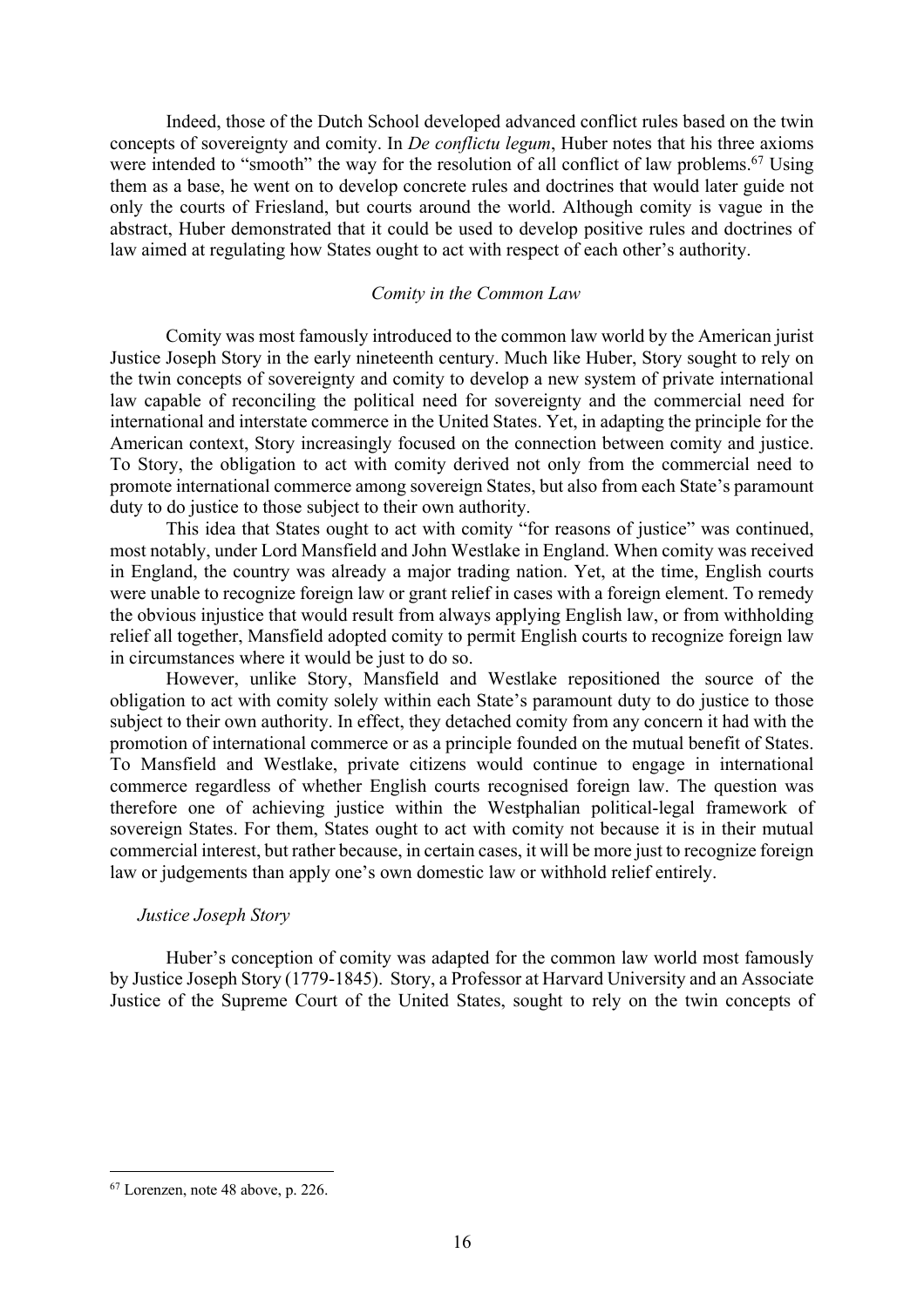Indeed, those of the Dutch School developed advanced conflict rules based on the twin concepts of sovereignty and comity. In *De conflictu legum*, Huber notes that his three axioms were intended to "smooth" the way for the resolution of all conflict of law problems.[67] Using them as a base, he went on to develop concrete rules and doctrines that would later guide not only the courts of Friesland, but courts around the world. Although comity is vague in the abstract, Huber demonstrated that it could be used to develop positive rules and doctrines of law aimed at regulating how States ought to act with respect of each other's authority.

### *Comity in the Common Law*

Comity was most famously introduced to the common law world by the American jurist Justice Joseph Story in the early nineteenth century. Much like Huber, Story sought to rely on the twin concepts of sovereignty and comity to develop a new system of private international law capable of reconciling the political need for sovereignty and the commercial need for international and interstate commerce in the United States. Yet, in adapting the principle for the American context, Story increasingly focused on the connection between comity and justice. To Story, the obligation to act with comity derived not only from the commercial need to promote international commerce among sovereign States, but also from each State's paramount duty to do justice to those subject to their own authority.

This idea that States ought to act with comity "for reasons of justice" was continued, most notably, under Lord Mansfield and John Westlake in England. When comity was received in England, the country was already a major trading nation. Yet, at the time, English courts were unable to recognize foreign law or grant relief in cases with a foreign element. To remedy the obvious injustice that would result from always applying English law, or from withholding relief all together, Mansfield adopted comity to permit English courts to recognize foreign law in circumstances where it would be just to do so.

However, unlike Story, Mansfield and Westlake repositioned the source of the obligation to act with comity solely within each State's paramount duty to do justice to those subject to their own authority. In effect, they detached comity from any concern it had with the promotion of international commerce or as a principle founded on the mutual benefit of States. To Mansfield and Westlake, private citizens would continue to engage in international commerce regardless of whether English courts recognised foreign law. The question was therefore one of achieving justice within the Westphalian political-legal framework of sovereign States. For them, States ought to act with comity not because it is in their mutual commercial interest, but rather because, in certain cases, it will be more just to recognize foreign law or judgements than apply one's own domestic law or withhold relief entirely.

#### *Justice Joseph Story*

Huber's conception of comity was adapted for the common law world most famously by Justice Joseph Story (1779-1845). Story, a Professor at Harvard University and an Associate Justice of the Supreme Court of the United States, sought to rely on the twin concepts of

[67] Lorenzen, note 48 above, p. 226.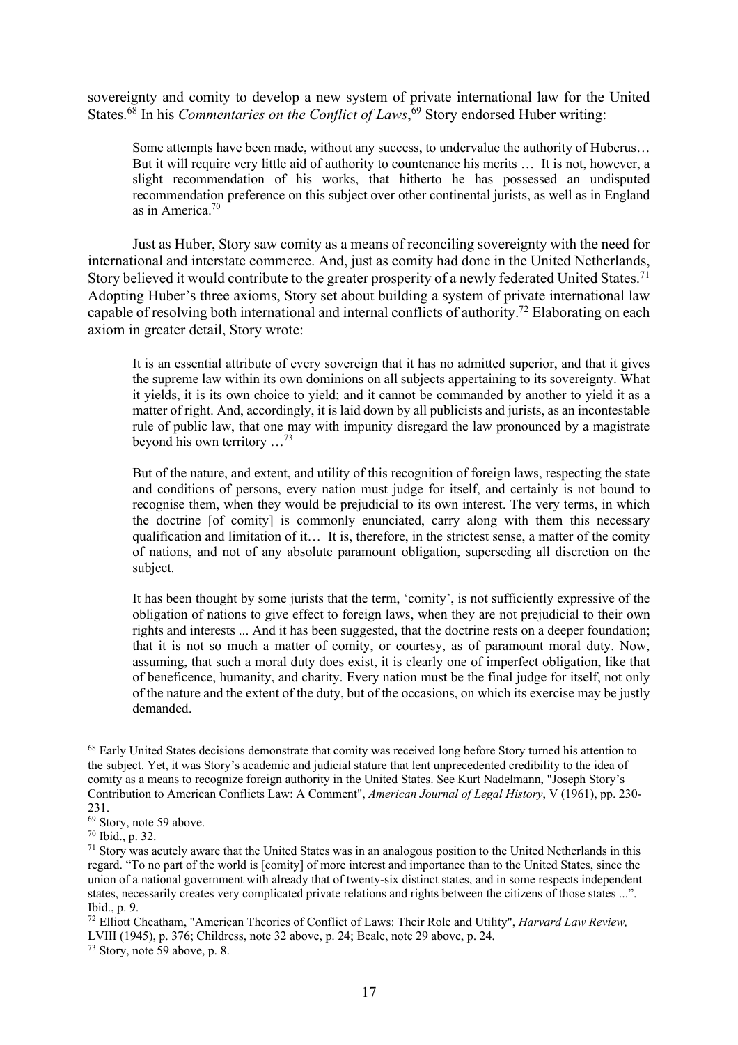sovereignty and comity to develop a new system of private international law for the United States.[68] In his *Commentaries on the Conflict of Laws*,[69] Story endorsed Huber writing:

> Some attempts have been made, without any success, to undervalue the authority of Huberus… But it will require very little aid of authority to countenance his merits … It is not, however, a slight recommendation of his works, that hitherto he has possessed an undisputed recommendation preference on this subject over other continental jurists, as well as in England as in America.[70]

Just as Huber, Story saw comity as a means of reconciling sovereignty with the need for international and interstate commerce. And, just as comity had done in the United Netherlands, Story believed it would contribute to the greater prosperity of a newly federated United States.[71] Adopting Huber's three axioms, Story set about building a system of private international law capable of resolving both international and internal conflicts of authority.[72] Elaborating on each axiom in greater detail, Story wrote:

> It is an essential attribute of every sovereign that it has no admitted superior, and that it gives the supreme law within its own dominions on all subjects appertaining to its sovereignty. What it yields, it is its own choice to yield; and it cannot be commanded by another to yield it as a matter of right. And, accordingly, it is laid down by all publicists and jurists, as an incontestable rule of public law, that one may with impunity disregard the law pronounced by a magistrate beyond his own territory …[73]
>
> But of the nature, and extent, and utility of this recognition of foreign laws, respecting the state and conditions of persons, every nation must judge for itself, and certainly is not bound to recognise them, when they would be prejudicial to its own interest. The very terms, in which the doctrine [of comity] is commonly enunciated, carry along with them this necessary qualification and limitation of it… It is, therefore, in the strictest sense, a matter of the comity of nations, and not of any absolute paramount obligation, superseding all discretion on the subject.
>
> It has been thought by some jurists that the term, 'comity', is not sufficiently expressive of the obligation of nations to give effect to foreign laws, when they are not prejudicial to their own rights and interests ... And it has been suggested, that the doctrine rests on a deeper foundation; that it is not so much a matter of comity, or courtesy, as of paramount moral duty. Now, assuming, that such a moral duty does exist, it is clearly one of imperfect obligation, like that of beneficence, humanity, and charity. Every nation must be the final judge for itself, not only of the nature and the extent of the duty, but of the occasions, on which its exercise may be justly demanded.

---

[68] Early United States decisions demonstrate that comity was received long before Story turned his attention to the subject. Yet, it was Story's academic and judicial stature that lent unprecedented credibility to the idea of comity as a means to recognize foreign authority in the United States. See Kurt Nadelmann, "Joseph Story's Contribution to American Conflicts Law: A Comment", *American Journal of Legal History*, V (1961), pp. 230-231.

[69] Story, note 59 above.

[70] Ibid., p. 32.

[71] Story was acutely aware that the United States was in an analogous position to the United Netherlands in this regard. "To no part of the world is [comity] of more interest and importance than to the United States, since the union of a national government with already that of twenty-six distinct states, and in some respects independent states, necessarily creates very complicated private relations and rights between the citizens of those states ...". Ibid., p. 9.

[72] Elliott Cheatham, "American Theories of Conflict of Laws: Their Role and Utility", *Harvard Law Review,* LVIII (1945), p. 376; Childress, note 32 above, p. 24; Beale, note 29 above, p. 24.

[73] Story, note 59 above, p. 8.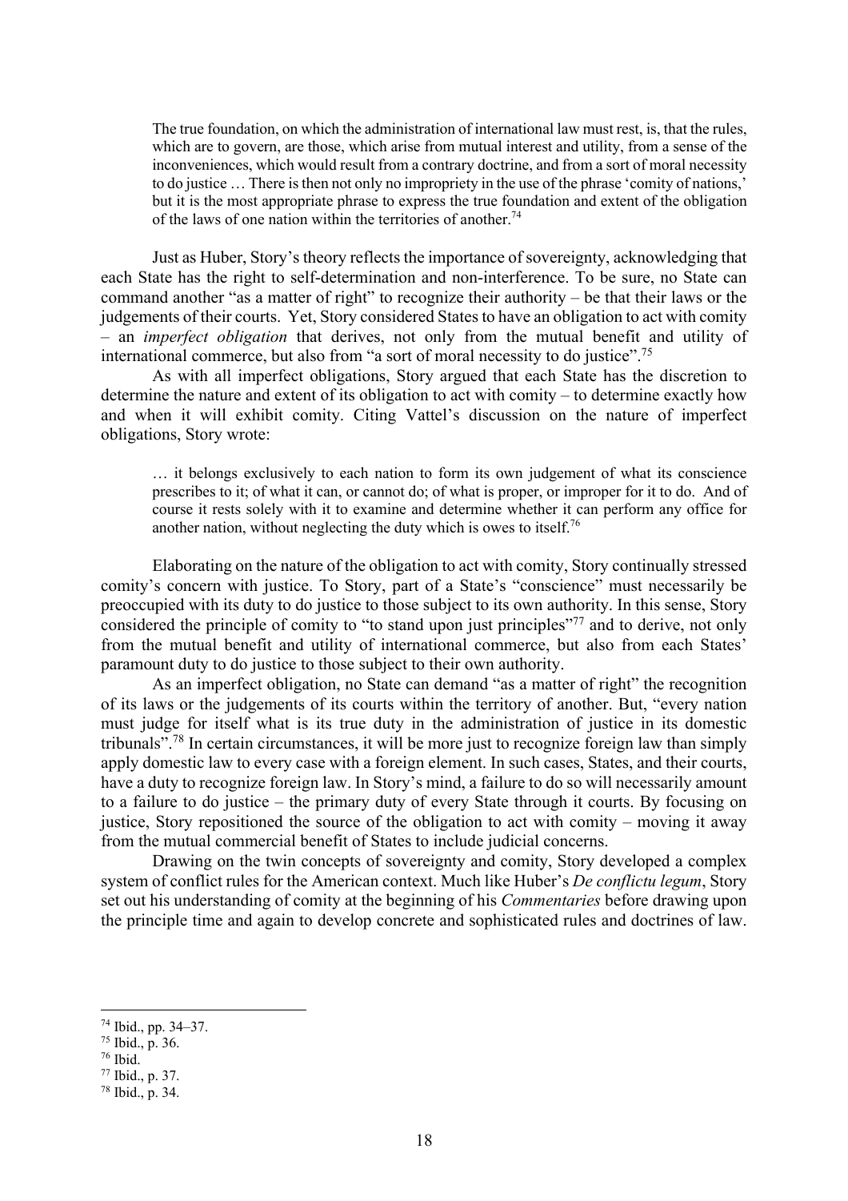> The true foundation, on which the administration of international law must rest, is, that the rules, which are to govern, are those, which arise from mutual interest and utility, from a sense of the inconveniences, which would result from a contrary doctrine, and from a sort of moral necessity to do justice … There is then not only no impropriety in the use of the phrase 'comity of nations,' but it is the most appropriate phrase to express the true foundation and extent of the obligation of the laws of one nation within the territories of another.[74]

Just as Huber, Story's theory reflects the importance of sovereignty, acknowledging that each State has the right to self-determination and non-interference. To be sure, no State can command another "as a matter of right" to recognize their authority – be that their laws or the judgements of their courts. Yet, Story considered States to have an obligation to act with comity – an *imperfect obligation* that derives, not only from the mutual benefit and utility of international commerce, but also from "a sort of moral necessity to do justice".[75]

As with all imperfect obligations, Story argued that each State has the discretion to determine the nature and extent of its obligation to act with comity – to determine exactly how and when it will exhibit comity. Citing Vattel's discussion on the nature of imperfect obligations, Story wrote:

> … it belongs exclusively to each nation to form its own judgement of what its conscience prescribes to it; of what it can, or cannot do; of what is proper, or improper for it to do. And of course it rests solely with it to examine and determine whether it can perform any office for another nation, without neglecting the duty which is owes to itself.[76]

Elaborating on the nature of the obligation to act with comity, Story continually stressed comity's concern with justice. To Story, part of a State's "conscience" must necessarily be preoccupied with its duty to do justice to those subject to its own authority. In this sense, Story considered the principle of comity to "to stand upon just principles"[77] and to derive, not only from the mutual benefit and utility of international commerce, but also from each States' paramount duty to do justice to those subject to their own authority.

As an imperfect obligation, no State can demand "as a matter of right" the recognition of its laws or the judgements of its courts within the territory of another. But, "every nation must judge for itself what is its true duty in the administration of justice in its domestic tribunals".[78] In certain circumstances, it will be more just to recognize foreign law than simply apply domestic law to every case with a foreign element. In such cases, States, and their courts, have a duty to recognize foreign law. In Story's mind, a failure to do so will necessarily amount to a failure to do justice – the primary duty of every State through it courts. By focusing on justice, Story repositioned the source of the obligation to act with comity – moving it away from the mutual commercial benefit of States to include judicial concerns.

Drawing on the twin concepts of sovereignty and comity, Story developed a complex system of conflict rules for the American context. Much like Huber's *De conflictu legum*, Story set out his understanding of comity at the beginning of his *Commentaries* before drawing upon the principle time and again to develop concrete and sophisticated rules and doctrines of law.

---

[74] Ibid., pp. 34–37.

[75] Ibid., p. 36.

[76] Ibid.

[77] Ibid., p. 37.

[78] Ibid., p. 34.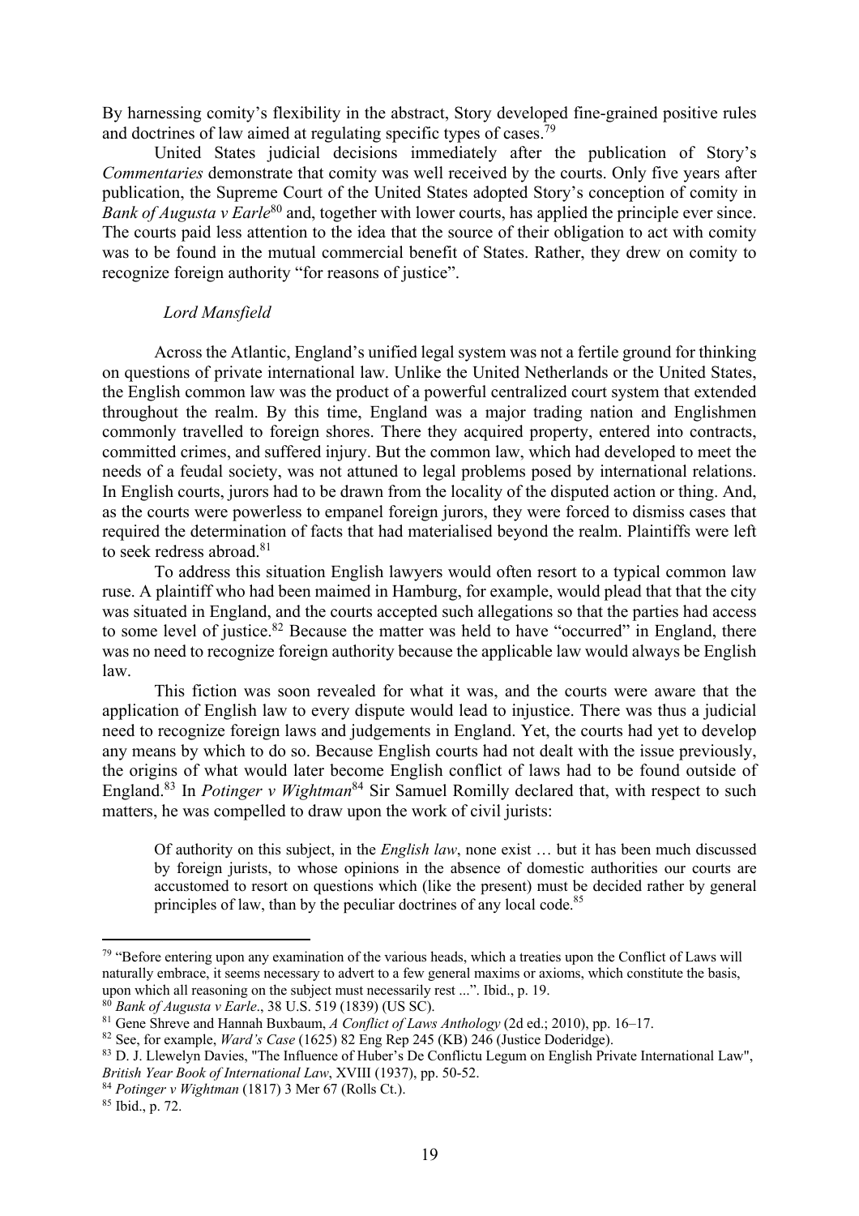By harnessing comity's flexibility in the abstract, Story developed fine-grained positive rules and doctrines of law aimed at regulating specific types of cases.[79]

United States judicial decisions immediately after the publication of Story's *Commentaries* demonstrate that comity was well received by the courts. Only five years after publication, the Supreme Court of the United States adopted Story's conception of comity in *Bank of Augusta v Earle*[80] and, together with lower courts, has applied the principle ever since. The courts paid less attention to the idea that the source of their obligation to act with comity was to be found in the mutual commercial benefit of States. Rather, they drew on comity to recognize foreign authority "for reasons of justice".

### *Lord Mansfield*

Across the Atlantic, England's unified legal system was not a fertile ground for thinking on questions of private international law. Unlike the United Netherlands or the United States, the English common law was the product of a powerful centralized court system that extended throughout the realm. By this time, England was a major trading nation and Englishmen commonly travelled to foreign shores. There they acquired property, entered into contracts, committed crimes, and suffered injury. But the common law, which had developed to meet the needs of a feudal society, was not attuned to legal problems posed by international relations. In English courts, jurors had to be drawn from the locality of the disputed action or thing. And, as the courts were powerless to empanel foreign jurors, they were forced to dismiss cases that required the determination of facts that had materialised beyond the realm. Plaintiffs were left to seek redress abroad.[81]

To address this situation English lawyers would often resort to a typical common law ruse. A plaintiff who had been maimed in Hamburg, for example, would plead that that the city was situated in England, and the courts accepted such allegations so that the parties had access to some level of justice.[82] Because the matter was held to have "occurred" in England, there was no need to recognize foreign authority because the applicable law would always be English law.

This fiction was soon revealed for what it was, and the courts were aware that the application of English law to every dispute would lead to injustice. There was thus a judicial need to recognize foreign laws and judgements in England. Yet, the courts had yet to develop any means by which to do so. Because English courts had not dealt with the issue previously, the origins of what would later become English conflict of laws had to be found outside of England.[83] In *Potinger v Wightman*[84] Sir Samuel Romilly declared that, with respect to such matters, he was compelled to draw upon the work of civil jurists:

> Of authority on this subject, in the *English law*, none exist … but it has been much discussed by foreign jurists, to whose opinions in the absence of domestic authorities our courts are accustomed to resort on questions which (like the present) must be decided rather by general principles of law, than by the peculiar doctrines of any local code.[85]

---

[79] "Before entering upon any examination of the various heads, which a treaties upon the Conflict of Laws will naturally embrace, it seems necessary to advert to a few general maxims or axioms, which constitute the basis, upon which all reasoning on the subject must necessarily rest ...". Ibid., p. 19.

[80] *Bank of Augusta v Earle*., 38 U.S. 519 (1839) (US SC).

[81] Gene Shreve and Hannah Buxbaum, *A Conflict of Laws Anthology* (2d ed.; 2010), pp. 16–17.

[82] See, for example, *Ward's Case* (1625) 82 Eng Rep 245 (KB) 246 (Justice Doderidge).

[83] D. J. Llewelyn Davies, "The Influence of Huber's De Conflictu Legum on English Private International Law", *British Year Book of International Law*, XVIII (1937), pp. 50-52.

[84] *Potinger v Wightman* (1817) 3 Mer 67 (Rolls Ct.).

[85] Ibid., p. 72.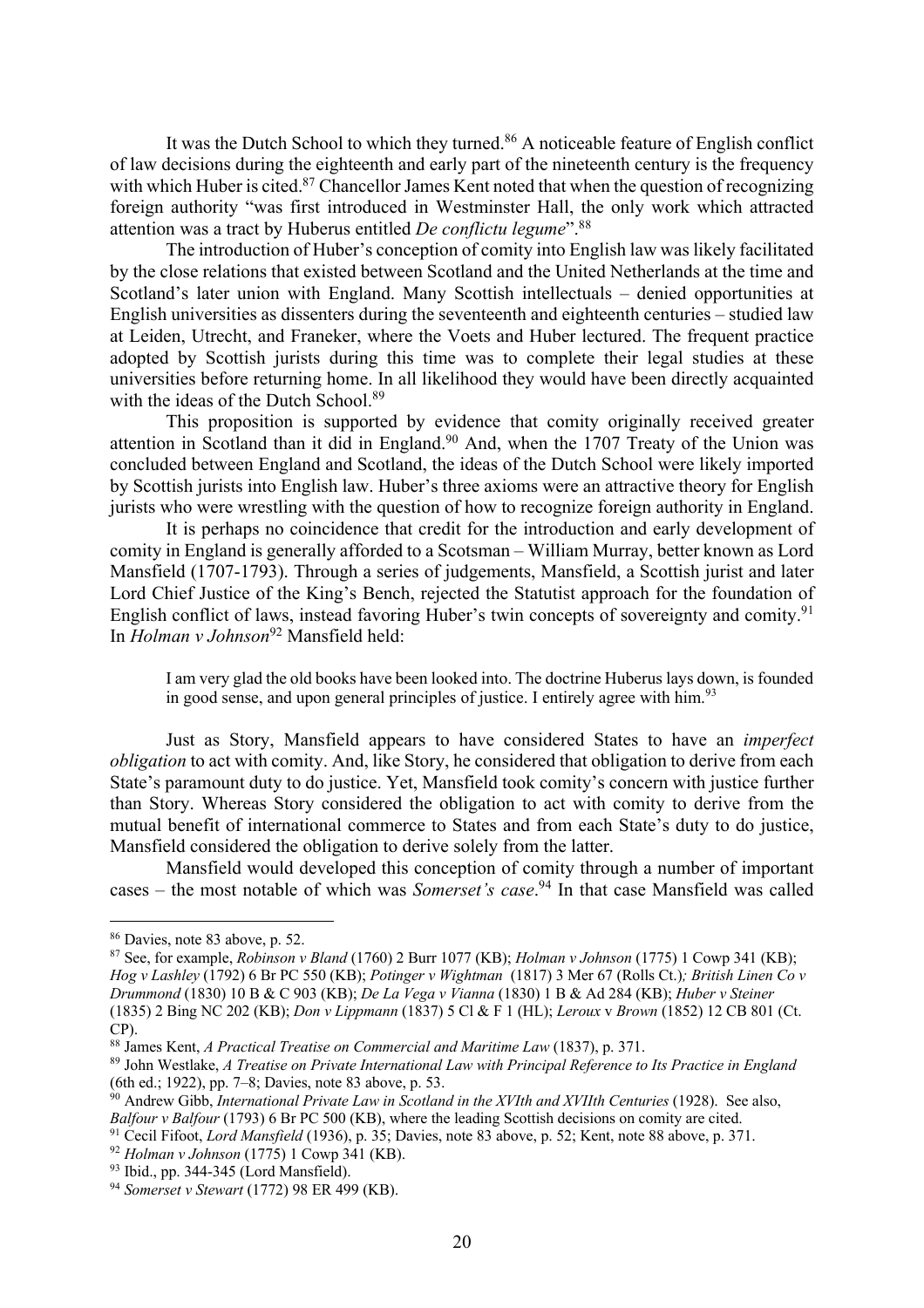It was the Dutch School to which they turned.[86] A noticeable feature of English conflict of law decisions during the eighteenth and early part of the nineteenth century is the frequency with which Huber is cited.[87] Chancellor James Kent noted that when the question of recognizing foreign authority "was first introduced in Westminster Hall, the only work which attracted attention was a tract by Huberus entitled *De conflictu legume*".[88]

The introduction of Huber's conception of comity into English law was likely facilitated by the close relations that existed between Scotland and the United Netherlands at the time and Scotland's later union with England. Many Scottish intellectuals – denied opportunities at English universities as dissenters during the seventeenth and eighteenth centuries – studied law at Leiden, Utrecht, and Franeker, where the Voets and Huber lectured. The frequent practice adopted by Scottish jurists during this time was to complete their legal studies at these universities before returning home. In all likelihood they would have been directly acquainted with the ideas of the Dutch School.[89]

This proposition is supported by evidence that comity originally received greater attention in Scotland than it did in England.[90] And, when the 1707 Treaty of the Union was concluded between England and Scotland, the ideas of the Dutch School were likely imported by Scottish jurists into English law. Huber's three axioms were an attractive theory for English jurists who were wrestling with the question of how to recognize foreign authority in England.

It is perhaps no coincidence that credit for the introduction and early development of comity in England is generally afforded to a Scotsman – William Murray, better known as Lord Mansfield (1707-1793). Through a series of judgements, Mansfield, a Scottish jurist and later Lord Chief Justice of the King's Bench, rejected the Statutist approach for the foundation of English conflict of laws, instead favoring Huber's twin concepts of sovereignty and comity.[91] In *Holman v Johnson*[92] Mansfield held:

> I am very glad the old books have been looked into. The doctrine Huberus lays down, is founded in good sense, and upon general principles of justice. I entirely agree with him.[93]

Just as Story, Mansfield appears to have considered States to have an *imperfect obligation* to act with comity. And, like Story, he considered that obligation to derive from each State's paramount duty to do justice. Yet, Mansfield took comity's concern with justice further than Story. Whereas Story considered the obligation to act with comity to derive from the mutual benefit of international commerce to States and from each State's duty to do justice, Mansfield considered the obligation to derive solely from the latter.

Mansfield would developed this conception of comity through a number of important cases – the most notable of which was *Somerset's case*.[94] In that case Mansfield was called

---

[86] Davies, note 83 above, p. 52.

[87] See, for example, *Robinson v Bland* (1760) 2 Burr 1077 (KB); *Holman v Johnson* (1775) 1 Cowp 341 (KB); *Hog v Lashley* (1792) 6 Br PC 550 (KB); *Potinger v Wightman* (1817) 3 Mer 67 (Rolls Ct.)*; British Linen Co v Drummond* (1830) 10 B & C 903 (KB); *De La Vega v Vianna* (1830) 1 B & Ad 284 (KB); *Huber v Steiner* (1835) 2 Bing NC 202 (KB); *Don v Lippmann* (1837) 5 Cl & F 1 (HL); *Leroux* v *Brown* (1852) 12 CB 801 (Ct. CP).

[88] James Kent, *A Practical Treatise on Commercial and Maritime Law* (1837), p. 371.

[89] John Westlake, *A Treatise on Private International Law with Principal Reference to Its Practice in England* (6th ed.; 1922), pp. 7–8; Davies, note 83 above, p. 53.

[90] Andrew Gibb, *International Private Law in Scotland in the XVIth and XVIIth Centuries* (1928). See also, *Balfour v Balfour* (1793) 6 Br PC 500 (KB), where the leading Scottish decisions on comity are cited.

[91] Cecil Fifoot, *Lord Mansfield* (1936), p. 35; Davies, note 83 above, p. 52; Kent, note 88 above, p. 371.

[92] *Holman v Johnson* (1775) 1 Cowp 341 (KB).

[93] Ibid., pp. 344-345 (Lord Mansfield).

[94] *Somerset v Stewart* (1772) 98 ER 499 (KB).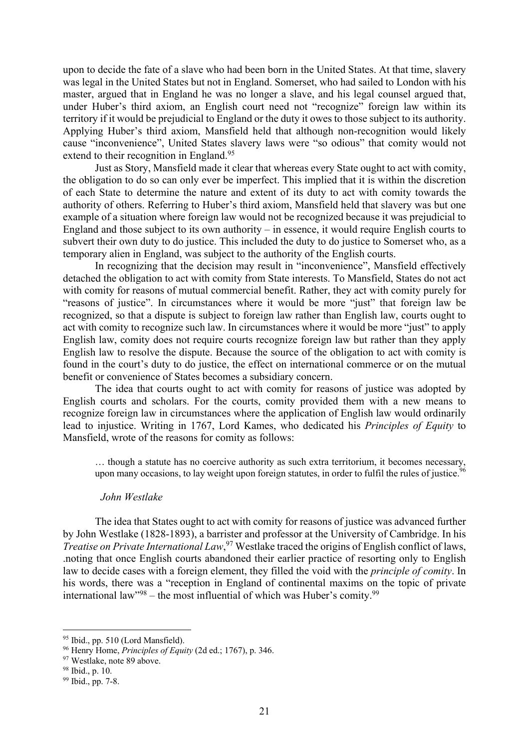upon to decide the fate of a slave who had been born in the United States. At that time, slavery was legal in the United States but not in England. Somerset, who had sailed to London with his master, argued that in England he was no longer a slave, and his legal counsel argued that, under Huber's third axiom, an English court need not "recognize" foreign law within its territory if it would be prejudicial to England or the duty it owes to those subject to its authority. Applying Huber's third axiom, Mansfield held that although non-recognition would likely cause "inconvenience", United States slavery laws were "so odious" that comity would not extend to their recognition in England.[95]

Just as Story, Mansfield made it clear that whereas every State ought to act with comity, the obligation to do so can only ever be imperfect. This implied that it is within the discretion of each State to determine the nature and extent of its duty to act with comity towards the authority of others. Referring to Huber's third axiom, Mansfield held that slavery was but one example of a situation where foreign law would not be recognized because it was prejudicial to England and those subject to its own authority – in essence, it would require English courts to subvert their own duty to do justice. This included the duty to do justice to Somerset who, as a temporary alien in England, was subject to the authority of the English courts.

In recognizing that the decision may result in "inconvenience", Mansfield effectively detached the obligation to act with comity from State interests. To Mansfield, States do not act with comity for reasons of mutual commercial benefit. Rather, they act with comity purely for "reasons of justice". In circumstances where it would be more "just" that foreign law be recognized, so that a dispute is subject to foreign law rather than English law, courts ought to act with comity to recognize such law. In circumstances where it would be more "just" to apply English law, comity does not require courts recognize foreign law but rather than they apply English law to resolve the dispute. Because the source of the obligation to act with comity is found in the court's duty to do justice, the effect on international commerce or on the mutual benefit or convenience of States becomes a subsidiary concern.

The idea that courts ought to act with comity for reasons of justice was adopted by English courts and scholars. For the courts, comity provided them with a new means to recognize foreign law in circumstances where the application of English law would ordinarily lead to injustice. Writing in 1767, Lord Kames, who dedicated his *Principles of Equity* to Mansfield, wrote of the reasons for comity as follows:

> … though a statute has no coercive authority as such extra territorium, it becomes necessary, upon many occasions, to lay weight upon foreign statutes, in order to fulfil the rules of justice.[96]

*John Westlake*

The idea that States ought to act with comity for reasons of justice was advanced further by John Westlake (1828-1893), a barrister and professor at the University of Cambridge. In his *Treatise on Private International Law*,[97] Westlake traced the origins of English conflict of laws, .noting that once English courts abandoned their earlier practice of resorting only to English law to decide cases with a foreign element, they filled the void with the *principle of comity*. In his words, there was a "reception in England of continental maxims on the topic of private international law"[98] – the most influential of which was Huber's comity.[99]

---

[95] Ibid., pp. 510 (Lord Mansfield).

[96] Henry Home, *Principles of Equity* (2d ed.; 1767), p. 346.

[97] Westlake, note 89 above.

[98] Ibid., p. 10.

[99] Ibid., pp. 7-8.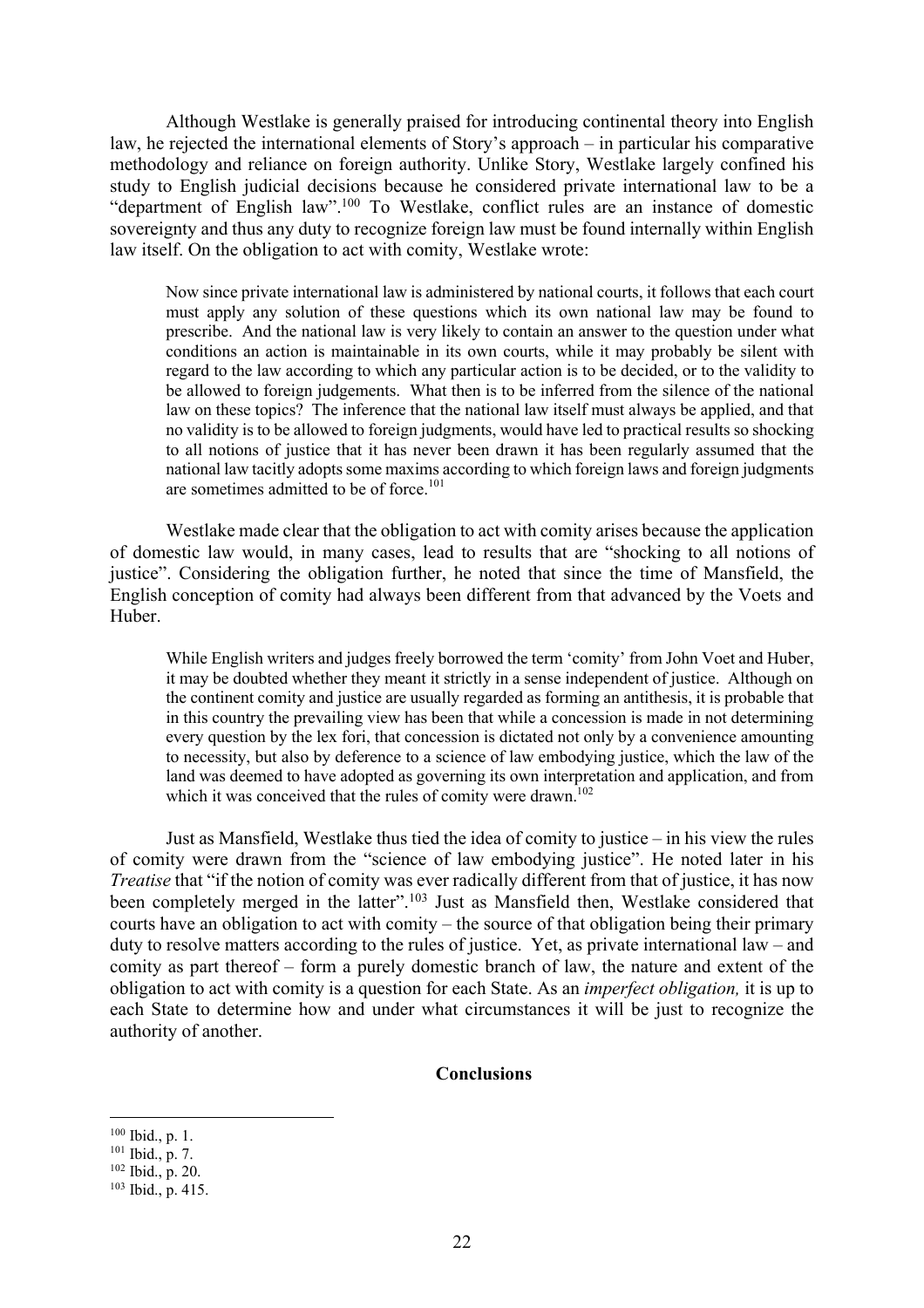Although Westlake is generally praised for introducing continental theory into English law, he rejected the international elements of Story's approach – in particular his comparative methodology and reliance on foreign authority. Unlike Story, Westlake largely confined his study to English judicial decisions because he considered private international law to be a "department of English law".[100] To Westlake, conflict rules are an instance of domestic sovereignty and thus any duty to recognize foreign law must be found internally within English law itself. On the obligation to act with comity, Westlake wrote:

> Now since private international law is administered by national courts, it follows that each court must apply any solution of these questions which its own national law may be found to prescribe. And the national law is very likely to contain an answer to the question under what conditions an action is maintainable in its own courts, while it may probably be silent with regard to the law according to which any particular action is to be decided, or to the validity to be allowed to foreign judgements. What then is to be inferred from the silence of the national law on these topics? The inference that the national law itself must always be applied, and that no validity is to be allowed to foreign judgments, would have led to practical results so shocking to all notions of justice that it has never been drawn it has been regularly assumed that the national law tacitly adopts some maxims according to which foreign laws and foreign judgments are sometimes admitted to be of force.[101]

Westlake made clear that the obligation to act with comity arises because the application of domestic law would, in many cases, lead to results that are "shocking to all notions of justice". Considering the obligation further, he noted that since the time of Mansfield, the English conception of comity had always been different from that advanced by the Voets and Huber.

> While English writers and judges freely borrowed the term 'comity' from John Voet and Huber, it may be doubted whether they meant it strictly in a sense independent of justice. Although on the continent comity and justice are usually regarded as forming an antithesis, it is probable that in this country the prevailing view has been that while a concession is made in not determining every question by the lex fori, that concession is dictated not only by a convenience amounting to necessity, but also by deference to a science of law embodying justice, which the law of the land was deemed to have adopted as governing its own interpretation and application, and from which it was conceived that the rules of comity were drawn.[102]

Just as Mansfield, Westlake thus tied the idea of comity to justice – in his view the rules of comity were drawn from the "science of law embodying justice". He noted later in his *Treatise* that "if the notion of comity was ever radically different from that of justice, it has now been completely merged in the latter".[103] Just as Mansfield then, Westlake considered that courts have an obligation to act with comity – the source of that obligation being their primary duty to resolve matters according to the rules of justice. Yet, as private international law – and comity as part thereof – form a purely domestic branch of law, the nature and extent of the obligation to act with comity is a question for each State. As an *imperfect obligation,* it is up to each State to determine how and under what circumstances it will be just to recognize the authority of another.

## Conclusions

[100] Ibid., p. 1.

[101] Ibid., p. 7.

[102] Ibid., p. 20.

[103] Ibid., p. 415.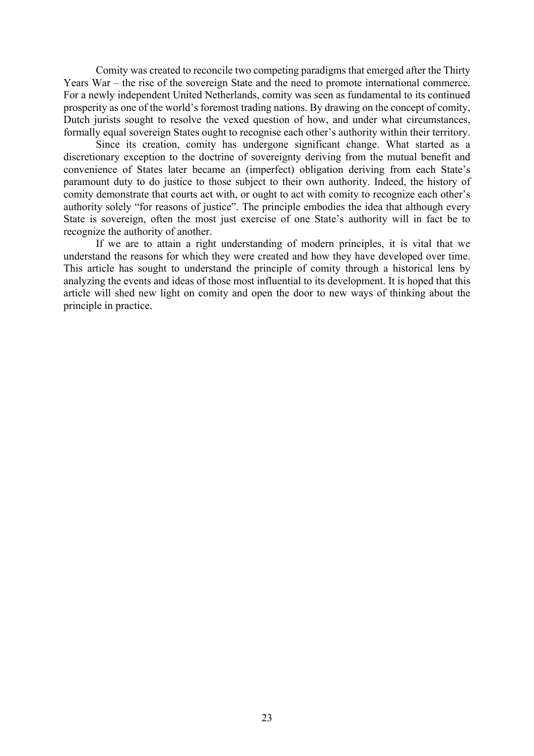Comity was created to reconcile two competing paradigms that emerged after the Thirty Years War – the rise of the sovereign State and the need to promote international commerce. For a newly independent United Netherlands, comity was seen as fundamental to its continued prosperity as one of the world's foremost trading nations. By drawing on the concept of comity, Dutch jurists sought to resolve the vexed question of how, and under what circumstances, formally equal sovereign States ought to recognise each other's authority within their territory.

Since its creation, comity has undergone significant change. What started as a discretionary exception to the doctrine of sovereignty deriving from the mutual benefit and convenience of States later became an (imperfect) obligation deriving from each State's paramount duty to do justice to those subject to their own authority. Indeed, the history of comity demonstrate that courts act with, or ought to act with comity to recognize each other's authority solely "for reasons of justice". The principle embodies the idea that although every State is sovereign, often the most just exercise of one State's authority will in fact be to recognize the authority of another.

If we are to attain a right understanding of modern principles, it is vital that we understand the reasons for which they were created and how they have developed over time. This article has sought to understand the principle of comity through a historical lens by analyzing the events and ideas of those most influential to its development. It is hoped that this article will shed new light on comity and open the door to new ways of thinking about the principle in practice.